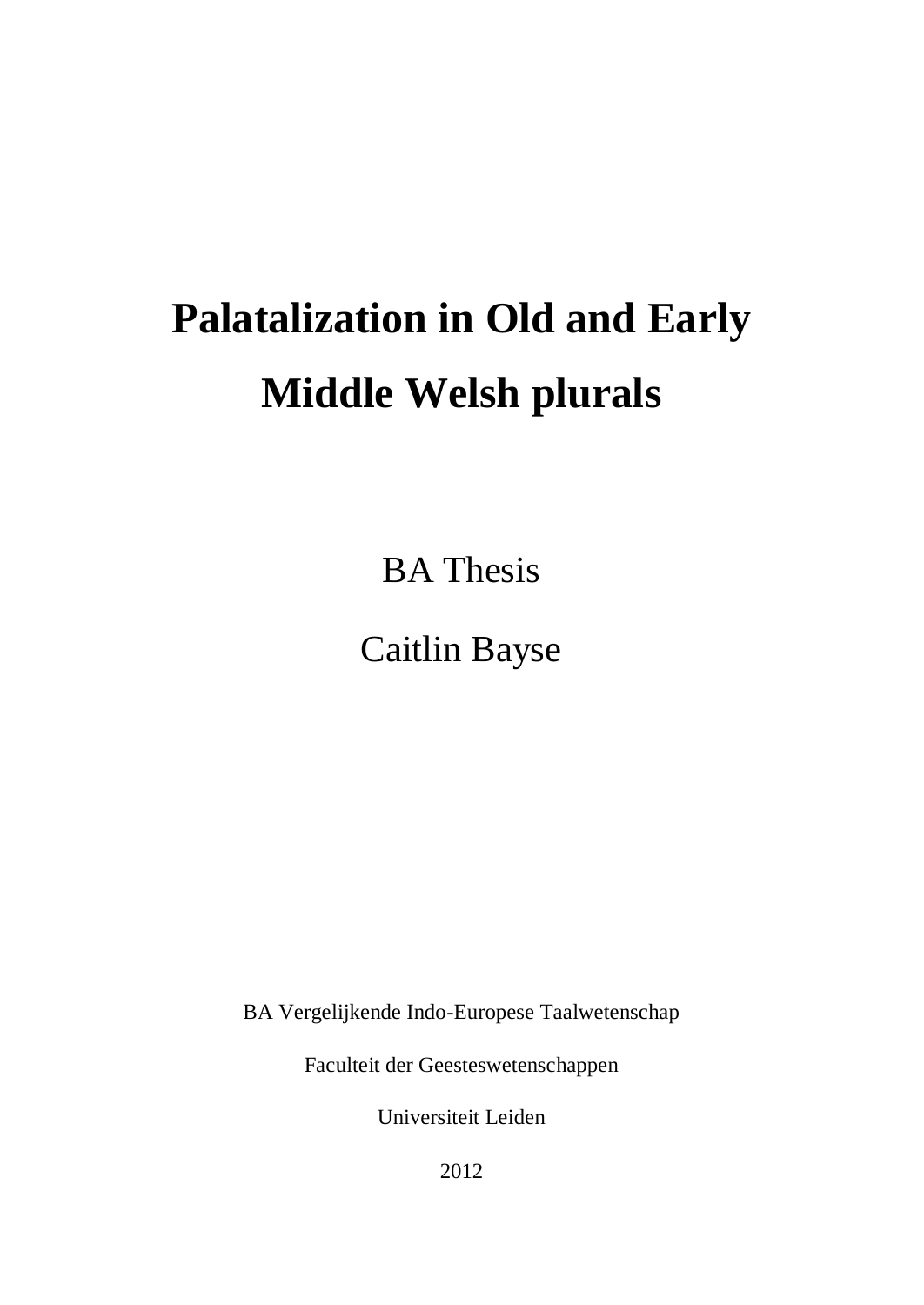# Palatalization in Old and Early Middle Welsh plurals

BA Thesis

Caitlin Bayse

BA Vergelijkende Indo-Europese Taalwetenschap

Faculteit der Geesteswetenschappen

Universiteit Leiden

2012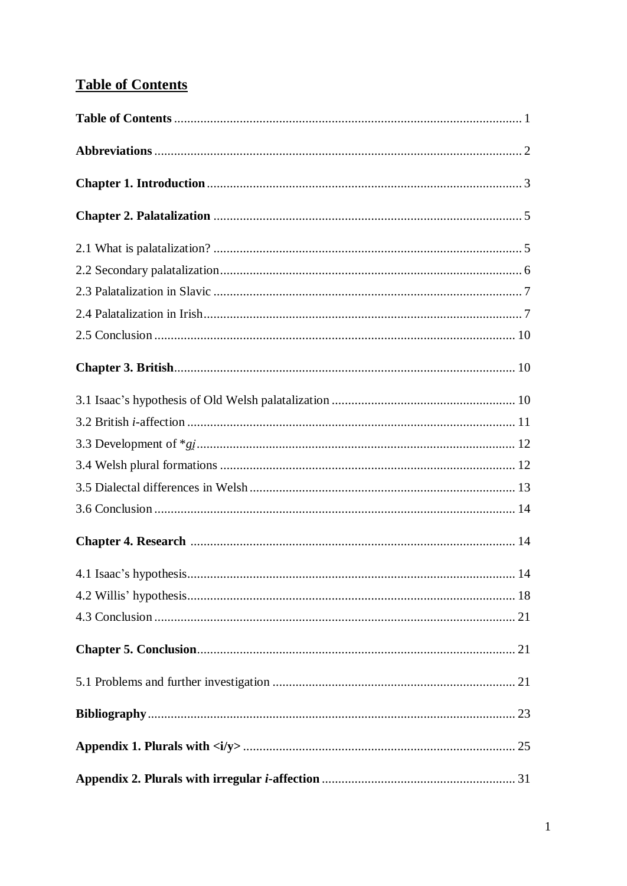# Table of Contents

**Table of Contents** ........................................................................................................ 1

**Abbreviations** ............................................................................................................. 2

**Chapter 1. Introduction** ............................................................................................... 3

**Chapter 2. Palatalization** ............................................................................................. 5

2.1 What is palatalization? ............................................................................................. 5
2.2 Secondary palatalization ........................................................................................... 6
2.3 Palatalization in Slavic ............................................................................................. 7
2.4 Palatalization in Irish ................................................................................................ 7
2.5 Conclusion ............................................................................................................. 10

**Chapter 3. British** ...................................................................................................... 10

3.1 Isaac's hypothesis of Old Welsh palatalization ........................................................ 10
3.2 British *i*-affection ................................................................................................... 11
3.3 Development of \**g̯i* ................................................................................................ 12
3.4 Welsh plural formations .......................................................................................... 12
3.5 Dialectal differences in Welsh ................................................................................. 13
3.6 Conclusion ............................................................................................................. 14

**Chapter 4. Research** .................................................................................................. 14

4.1 Isaac's hypothesis .................................................................................................... 14
4.2 Willis' hypothesis .................................................................................................... 18
4.3 Conclusion ............................................................................................................. 21

**Chapter 5. Conclusion** ................................................................................................ 21

5.1 Problems and further investigation .......................................................................... 21

**Bibliography** .............................................................................................................. 23

**Appendix 1. Plurals with <i/y>** .................................................................................. 25

**Appendix 2. Plurals with irregular *i*-affection** .......................................................... 31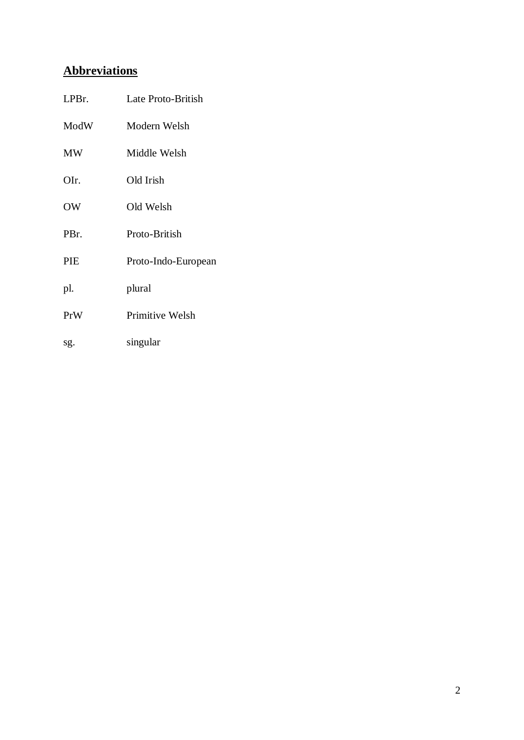## Abbreviations

| | |
|---|---|
| LPBr. | Late Proto-British |
| ModW | Modern Welsh |
| MW | Middle Welsh |
| OIr. | Old Irish |
| OW | Old Welsh |
| PBr. | Proto-British |
| PIE | Proto-Indo-European |
| pl. | plural |
| PrW | Primitive Welsh |
| sg. | singular |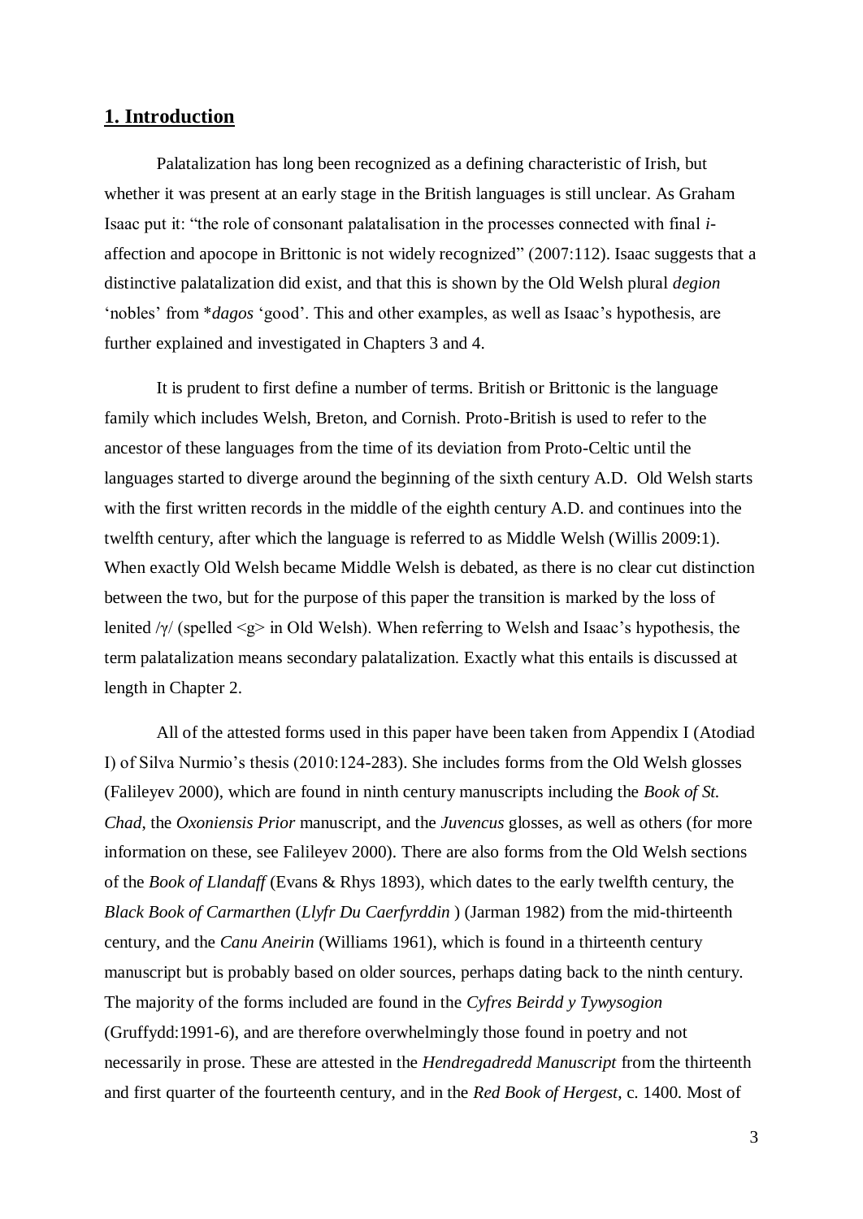## 1. Introduction

Palatalization has long been recognized as a defining characteristic of Irish, but whether it was present at an early stage in the British languages is still unclear. As Graham Isaac put it: "the role of consonant palatalisation in the processes connected with final *i*-affection and apocope in Brittonic is not widely recognized" (2007:112). Isaac suggests that a distinctive palatalization did exist, and that this is shown by the Old Welsh plural *degion* 'nobles' from *\*dagos* 'good'. This and other examples, as well as Isaac's hypothesis, are further explained and investigated in Chapters 3 and 4.

It is prudent to first define a number of terms. British or Brittonic is the language family which includes Welsh, Breton, and Cornish. Proto-British is used to refer to the ancestor of these languages from the time of its deviation from Proto-Celtic until the languages started to diverge around the beginning of the sixth century A.D. Old Welsh starts with the first written records in the middle of the eighth century A.D. and continues into the twelfth century, after which the language is referred to as Middle Welsh (Willis 2009:1). When exactly Old Welsh became Middle Welsh is debated, as there is no clear cut distinction between the two, but for the purpose of this paper the transition is marked by the loss of lenited /γ/ (spelled <g> in Old Welsh). When referring to Welsh and Isaac's hypothesis, the term palatalization means secondary palatalization. Exactly what this entails is discussed at length in Chapter 2.

All of the attested forms used in this paper have been taken from Appendix I (Atodiad I) of Silva Nurmio's thesis (2010:124-283). She includes forms from the Old Welsh glosses (Falileyev 2000), which are found in ninth century manuscripts including the *Book of St. Chad*, the *Oxoniensis Prior* manuscript, and the *Juvencus* glosses, as well as others (for more information on these, see Falileyev 2000). There are also forms from the Old Welsh sections of the *Book of Llandaff* (Evans & Rhys 1893), which dates to the early twelfth century, the *Black Book of Carmarthen* (*Llyfr Du Caerfyrddin* ) (Jarman 1982) from the mid-thirteenth century, and the *Canu Aneirin* (Williams 1961), which is found in a thirteenth century manuscript but is probably based on older sources, perhaps dating back to the ninth century. The majority of the forms included are found in the *Cyfres Beirdd y Tywysogion* (Gruffydd:1991-6), and are therefore overwhelmingly those found in poetry and not necessarily in prose. These are attested in the *Hendregadredd Manuscript* from the thirteenth and first quarter of the fourteenth century, and in the *Red Book of Hergest*, c. 1400. Most of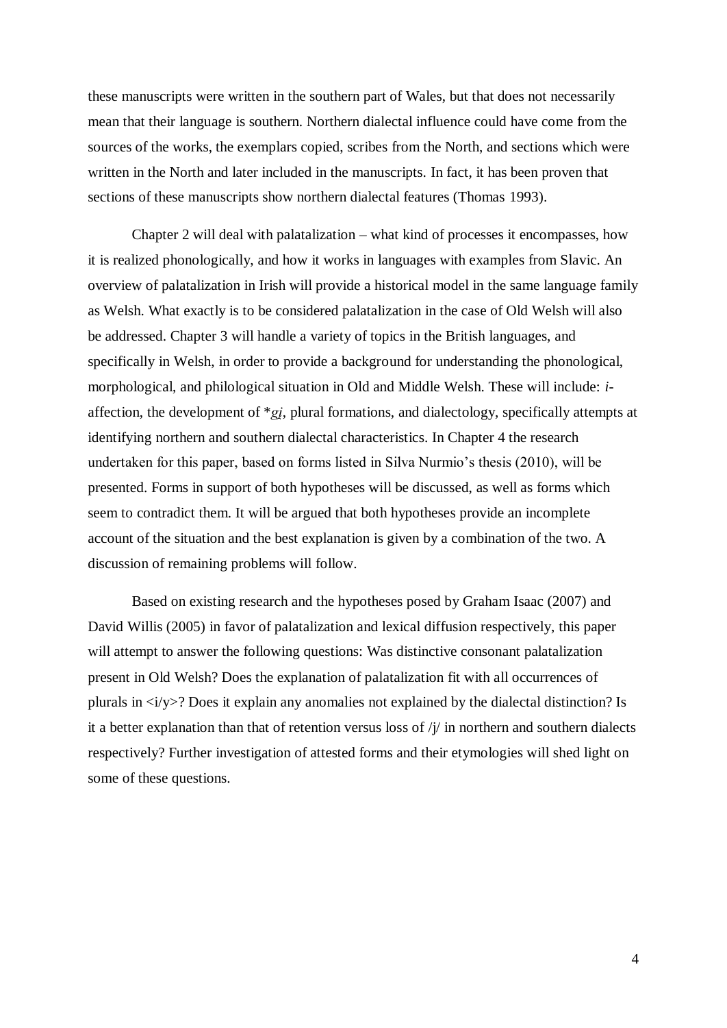these manuscripts were written in the southern part of Wales, but that does not necessarily mean that their language is southern. Northern dialectal influence could have come from the sources of the works, the exemplars copied, scribes from the North, and sections which were written in the North and later included in the manuscripts. In fact, it has been proven that sections of these manuscripts show northern dialectal features (Thomas 1993).

Chapter 2 will deal with palatalization – what kind of processes it encompasses, how it is realized phonologically, and how it works in languages with examples from Slavic. An overview of palatalization in Irish will provide a historical model in the same language family as Welsh. What exactly is to be considered palatalization in the case of Old Welsh will also be addressed. Chapter 3 will handle a variety of topics in the British languages, and specifically in Welsh, in order to provide a background for understanding the phonological, morphological, and philological situation in Old and Middle Welsh. These will include: *i*-affection, the development of \**gi̯*, plural formations, and dialectology, specifically attempts at identifying northern and southern dialectal characteristics. In Chapter 4 the research undertaken for this paper, based on forms listed in Silva Nurmio's thesis (2010), will be presented. Forms in support of both hypotheses will be discussed, as well as forms which seem to contradict them. It will be argued that both hypotheses provide an incomplete account of the situation and the best explanation is given by a combination of the two. A discussion of remaining problems will follow.

Based on existing research and the hypotheses posed by Graham Isaac (2007) and David Willis (2005) in favor of palatalization and lexical diffusion respectively, this paper will attempt to answer the following questions: Was distinctive consonant palatalization present in Old Welsh? Does the explanation of palatalization fit with all occurrences of plurals in <i/y>? Does it explain any anomalies not explained by the dialectal distinction? Is it a better explanation than that of retention versus loss of /j/ in northern and southern dialects respectively? Further investigation of attested forms and their etymologies will shed light on some of these questions.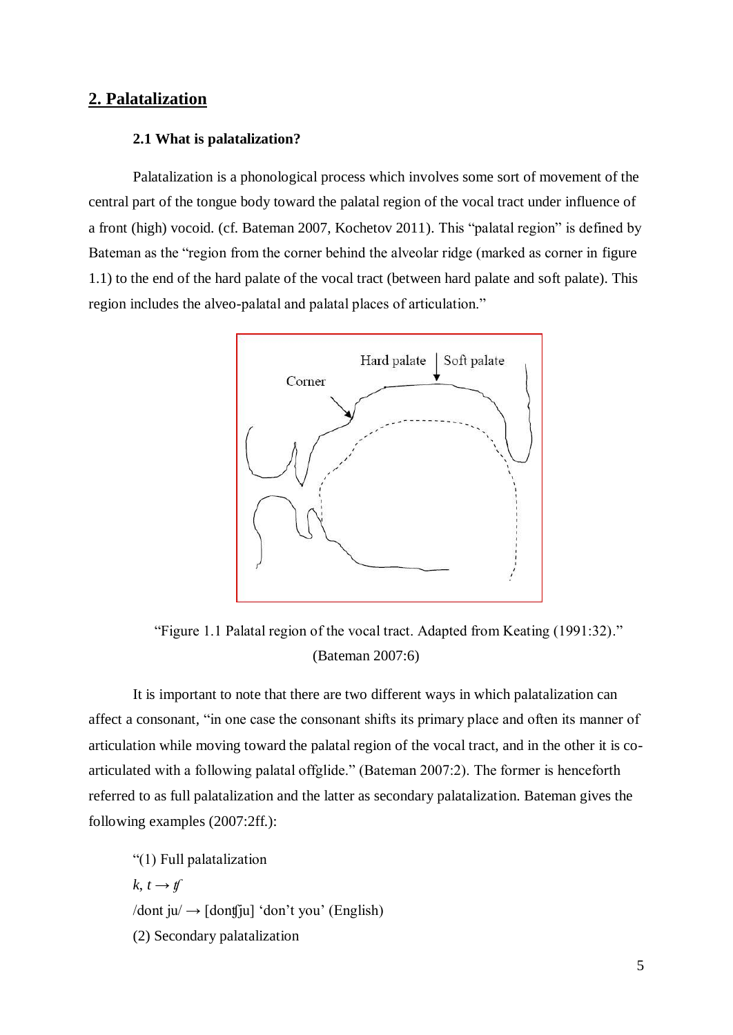## 2. Palatalization

### 2.1 What is palatalization?

Palatalization is a phonological process which involves some sort of movement of the central part of the tongue body toward the palatal region of the vocal tract under influence of a front (high) vocoid. (cf. Bateman 2007, Kochetov 2011). This "palatal region" is defined by Bateman as the "region from the corner behind the alveolar ridge (marked as corner in figure 1.1) to the end of the hard palate of the vocal tract (between hard palate and soft palate). This region includes the alveo-palatal and palatal places of articulation."

"Figure 1.1 Palatal region of the vocal tract. Adapted from Keating (1991:32)." (Bateman 2007:6)

It is important to note that there are two different ways in which palatalization can affect a consonant, "in one case the consonant shifts its primary place and often its manner of articulation while moving toward the palatal region of the vocal tract, and in the other it is co-articulated with a following palatal offglide." (Bateman 2007:2). The former is henceforth referred to as full palatalization and the latter as secondary palatalization. Bateman gives the following examples (2007:2ff.):

"(1) Full palatalization

*k, t* → *ʧ*

/dont ju/ → [donʧju] 'don't you' (English)

(2) Secondary palatalization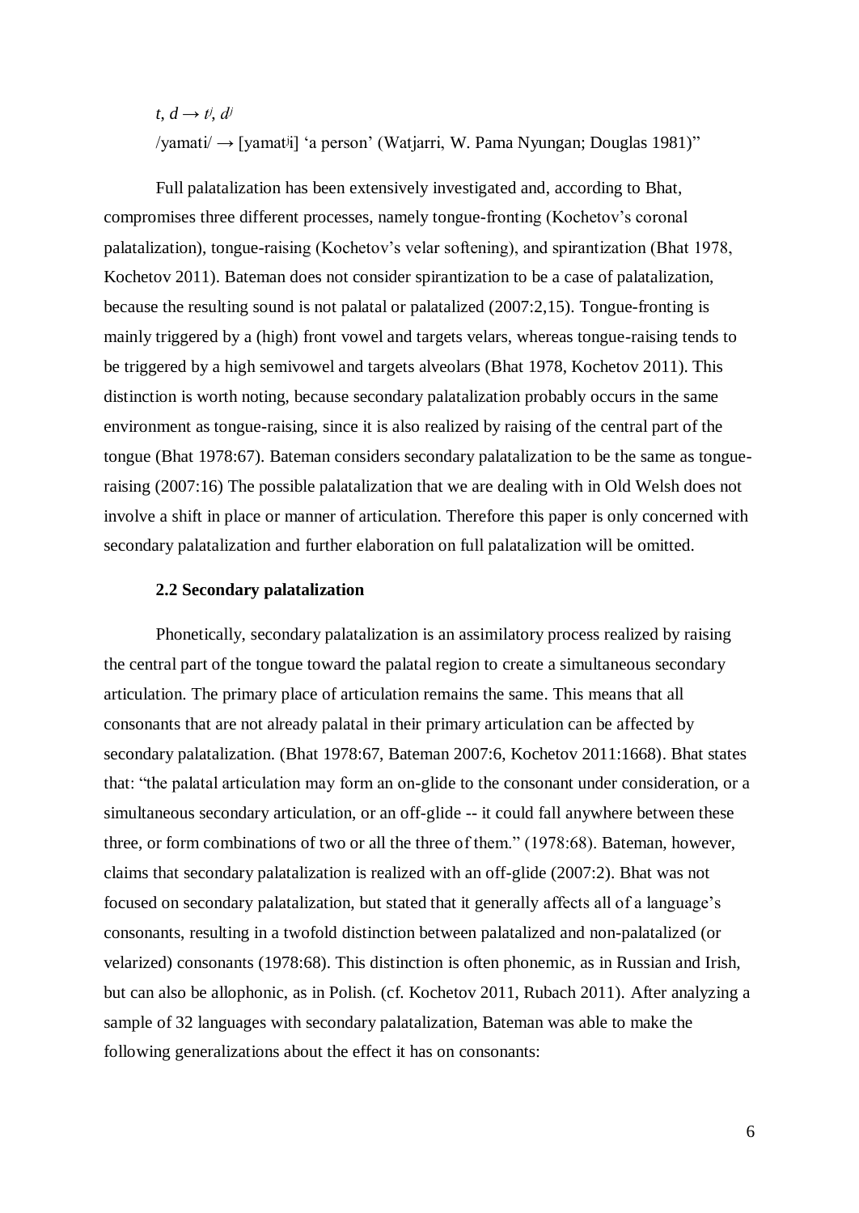*t*, *d* → *t*ʲ, *d*ʲ

/yamati/ → [yamatʲi] 'a person' (Watjarri, W. Pama Nyungan; Douglas 1981)"

Full palatalization has been extensively investigated and, according to Bhat, compromises three different processes, namely tongue-fronting (Kochetov's coronal palatalization), tongue-raising (Kochetov's velar softening), and spirantization (Bhat 1978, Kochetov 2011). Bateman does not consider spirantization to be a case of palatalization, because the resulting sound is not palatal or palatalized (2007:2,15). Tongue-fronting is mainly triggered by a (high) front vowel and targets velars, whereas tongue-raising tends to be triggered by a high semivowel and targets alveolars (Bhat 1978, Kochetov 2011). This distinction is worth noting, because secondary palatalization probably occurs in the same environment as tongue-raising, since it is also realized by raising of the central part of the tongue (Bhat 1978:67). Bateman considers secondary palatalization to be the same as tongue-raising (2007:16) The possible palatalization that we are dealing with in Old Welsh does not involve a shift in place or manner of articulation. Therefore this paper is only concerned with secondary palatalization and further elaboration on full palatalization will be omitted.

### 2.2 Secondary palatalization

Phonetically, secondary palatalization is an assimilatory process realized by raising the central part of the tongue toward the palatal region to create a simultaneous secondary articulation. The primary place of articulation remains the same. This means that all consonants that are not already palatal in their primary articulation can be affected by secondary palatalization. (Bhat 1978:67, Bateman 2007:6, Kochetov 2011:1668). Bhat states that: "the palatal articulation may form an on-glide to the consonant under consideration, or a simultaneous secondary articulation, or an off-glide -- it could fall anywhere between these three, or form combinations of two or all the three of them." (1978:68). Bateman, however, claims that secondary palatalization is realized with an off-glide (2007:2). Bhat was not focused on secondary palatalization, but stated that it generally affects all of a language's consonants, resulting in a twofold distinction between palatalized and non-palatalized (or velarized) consonants (1978:68). This distinction is often phonemic, as in Russian and Irish, but can also be allophonic, as in Polish. (cf. Kochetov 2011, Rubach 2011). After analyzing a sample of 32 languages with secondary palatalization, Bateman was able to make the following generalizations about the effect it has on consonants: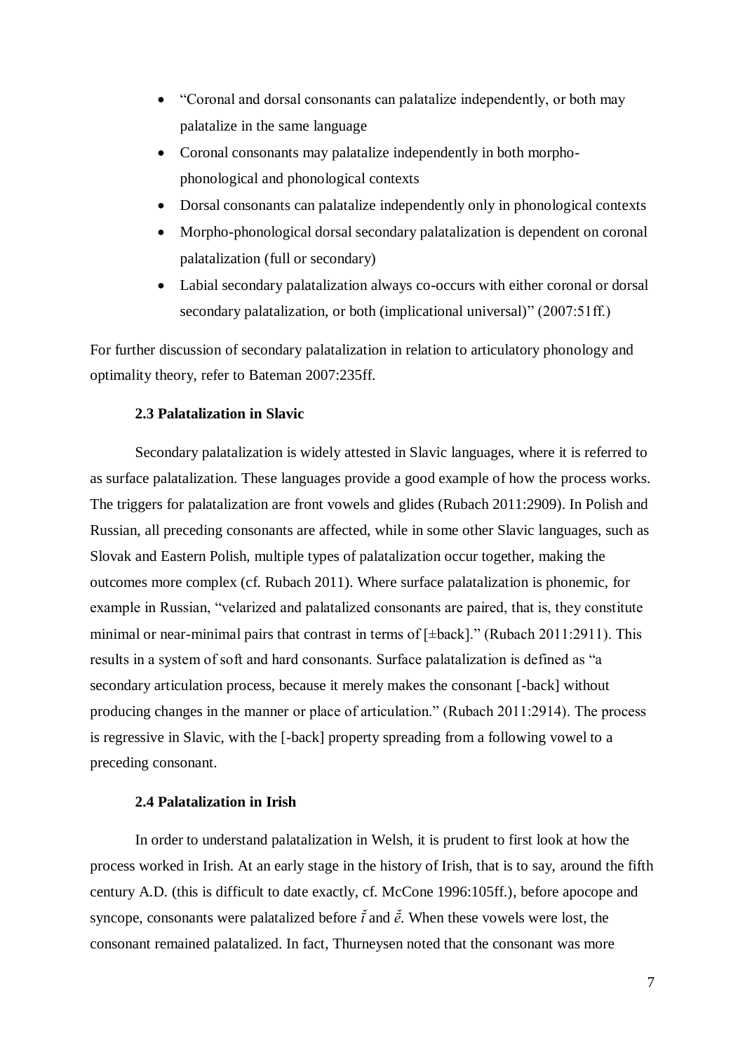- "Coronal and dorsal consonants can palatalize independently, or both may palatalize in the same language
- Coronal consonants may palatalize independently in both morpho-phonological and phonological contexts
- Dorsal consonants can palatalize independently only in phonological contexts
- Morpho-phonological dorsal secondary palatalization is dependent on coronal palatalization (full or secondary)
- Labial secondary palatalization always co-occurs with either coronal or dorsal secondary palatalization, or both (implicational universal)" (2007:51ff.)

For further discussion of secondary palatalization in relation to articulatory phonology and optimality theory, refer to Bateman 2007:235ff.

### 2.3 Palatalization in Slavic

Secondary palatalization is widely attested in Slavic languages, where it is referred to as surface palatalization. These languages provide a good example of how the process works. The triggers for palatalization are front vowels and glides (Rubach 2011:2909). In Polish and Russian, all preceding consonants are affected, while in some other Slavic languages, such as Slovak and Eastern Polish, multiple types of palatalization occur together, making the outcomes more complex (cf. Rubach 2011). Where surface palatalization is phonemic, for example in Russian, "velarized and palatalized consonants are paired, that is, they constitute minimal or near-minimal pairs that contrast in terms of [±back]." (Rubach 2011:2911). This results in a system of soft and hard consonants. Surface palatalization is defined as "a secondary articulation process, because it merely makes the consonant [-back] without producing changes in the manner or place of articulation." (Rubach 2011:2914). The process is regressive in Slavic, with the [-back] property spreading from a following vowel to a preceding consonant.

### 2.4 Palatalization in Irish

In order to understand palatalization in Welsh, it is prudent to first look at how the process worked in Irish. At an early stage in the history of Irish, that is to say, around the fifth century A.D. (this is difficult to date exactly, cf. McCone 1996:105ff.), before apocope and syncope, consonants were palatalized before *ĭ* and *ĕ*. When these vowels were lost, the consonant remained palatalized. In fact, Thurneysen noted that the consonant was more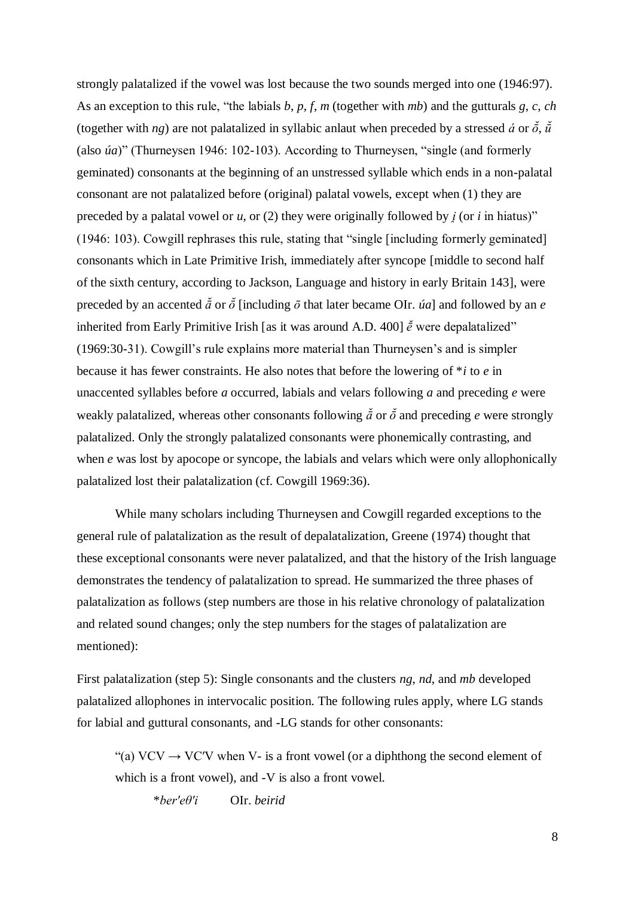strongly palatalized if the vowel was lost because the two sounds merged into one (1946:97). As an exception to this rule, "the labials *b*, *p*, *f*, *m* (together with *mb*) and the gutturals *g*, *c*, *ch* (together with *ng*) are not palatalized in syllabic anlaut when preceded by a stressed *á* or *ŏ̄*, *ŭ̄* (also *úa*)" (Thurneysen 1946: 102-103). According to Thurneysen, "single (and formerly geminated) consonants at the beginning of an unstressed syllable which ends in a non-palatal consonant are not palatalized before (original) palatal vowels, except when (1) they are preceded by a palatal vowel or *u*, or (2) they were originally followed by *i̯* (or *i* in hiatus)" (1946: 103). Cowgill rephrases this rule, stating that "single [including formerly geminated] consonants which in Late Primitive Irish, immediately after syncope [middle to second half of the sixth century, according to Jackson, Language and history in early Britain 143], were preceded by an accented *ă̄* or *ŏ̄* [including *ō* that later became OIr. *úa*] and followed by an *e* inherited from Early Primitive Irish [as it was around A.D. 400] *ĕ̄* were depalatalized" (1969:30-31). Cowgill's rule explains more material than Thurneysen's and is simpler because it has fewer constraints. He also notes that before the lowering of \**i* to *e* in unaccented syllables before *a* occurred, labials and velars following *a* and preceding *e* were weakly palatalized, whereas other consonants following *ă̄* or *ŏ̄* and preceding *e* were strongly palatalized. Only the strongly palatalized consonants were phonemically contrasting, and when *e* was lost by apocope or syncope, the labials and velars which were only allophonically palatalized lost their palatalization (cf. Cowgill 1969:36).

While many scholars including Thurneysen and Cowgill regarded exceptions to the general rule of palatalization as the result of depalatalization, Greene (1974) thought that these exceptional consonants were never palatalized, and that the history of the Irish language demonstrates the tendency of palatalization to spread. He summarized the three phases of palatalization as follows (step numbers are those in his relative chronology of palatalization and related sound changes; only the step numbers for the stages of palatalization are mentioned):

First palatalization (step 5): Single consonants and the clusters *ng*, *nd*, and *mb* developed palatalized allophones in intervocalic position. The following rules apply, where LG stands for labial and guttural consonants, and -LG stands for other consonants:

> "(a) VCV → VC′V when V- is a front vowel (or a diphthong the second element of which is a front vowel), and -V is also a front vowel.
>
> \**ber′eθ′i*  OIr. *beirid*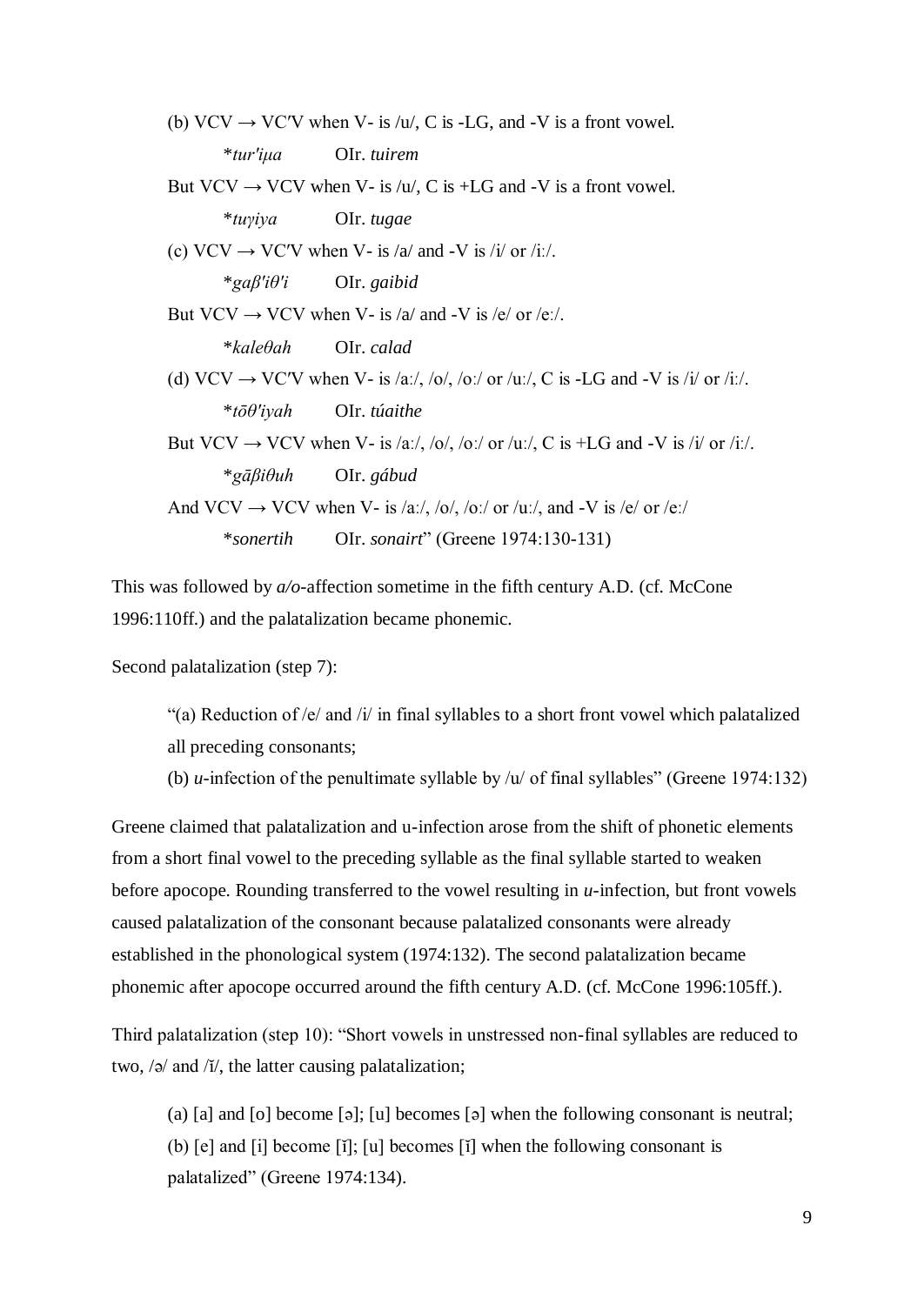(b) VCV → VC′V when V- is /u/, C is -LG, and -V is a front vowel.

*tur'i̯ua* OIr. *tuirem*

But VCV → VCV when V- is /u/, C is +LG and -V is a front vowel.

*tuγiya* OIr. *tugae*

(c) VCV → VC′V when V- is /a/ and -V is /i/ or /iː/.

*gaβ'iθ'i* OIr. *gaibid*

But VCV → VCV when V- is /a/ and -V is /e/ or /eː/.

*kaleθah* OIr. *calad*

(d) VCV → VC′V when V- is /aː/, /o/, /oː/ or /uː/, C is -LG and -V is /i/ or /iː/.

*tōθ'iyah* OIr. *túaithe*

But VCV → VCV when V- is /aː/, /o/, /oː/ or /uː/, C is +LG and -V is /i/ or /iː/.

*gāβiθuh* OIr. *gábud*

And VCV → VCV when V- is /aː/, /o/, /oː/ or /uː/, and -V is /e/ or /eː/

*sonertih* OIr. *sonairt*" (Greene 1974:130-131)

This was followed by *a/o*-affection sometime in the fifth century A.D. (cf. McCone 1996:110ff.) and the palatalization became phonemic.

Second palatalization (step 7):

> "(a) Reduction of /e/ and /i/ in final syllables to a short front vowel which palatalized all preceding consonants;
>
> (b) *u*-infection of the penultimate syllable by /u/ of final syllables" (Greene 1974:132)

Greene claimed that palatalization and u-infection arose from the shift of phonetic elements from a short final vowel to the preceding syllable as the final syllable started to weaken before apocope. Rounding transferred to the vowel resulting in *u*-infection, but front vowels caused palatalization of the consonant because palatalized consonants were already established in the phonological system (1974:132). The second palatalization became phonemic after apocope occurred around the fifth century A.D. (cf. McCone 1996:105ff.).

Third palatalization (step 10): "Short vowels in unstressed non-final syllables are reduced to two, /ə/ and /ĭ/, the latter causing palatalization;

> (a) [a] and [o] become [ə]; [u] becomes [ə] when the following consonant is neutral;
>
> (b) [e] and [i] become [ĭ]; [u] becomes [ĭ] when the following consonant is palatalized" (Greene 1974:134).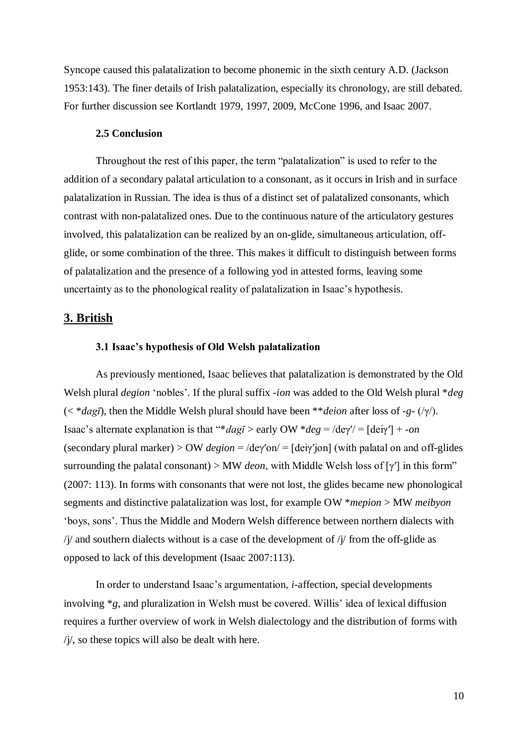Syncope caused this palatalization to become phonemic in the sixth century A.D. (Jackson 1953:143). The finer details of Irish palatalization, especially its chronology, are still debated. For further discussion see Kortlandt 1979, 1997, 2009, McCone 1996, and Isaac 2007.

### 2.5 Conclusion

Throughout the rest of this paper, the term "palatalization" is used to refer to the addition of a secondary palatal articulation to a consonant, as it occurs in Irish and in surface palatalization in Russian. The idea is thus of a distinct set of palatalized consonants, which contrast with non-palatalized ones. Due to the continuous nature of the articulatory gestures involved, this palatalization can be realized by an on-glide, simultaneous articulation, off-glide, or some combination of the three. This makes it difficult to distinguish between forms of palatalization and the presence of a following yod in attested forms, leaving some uncertainty as to the phonological reality of palatalization in Isaac's hypothesis.

## 3. British

### 3.1 Isaac's hypothesis of Old Welsh palatalization

As previously mentioned, Isaac believes that palatalization is demonstrated by the Old Welsh plural *degion* 'nobles'. If the plural suffix *-ion* was added to the Old Welsh plural \**deg* (< \**dagī*), then the Middle Welsh plural should have been \*\**deion* after loss of *-g-* (/ɣ/). Isaac's alternate explanation is that "\**dagī* > early OW \**deg* = /deɣʹ/ = [dei̯ɣʹ] + *-on* (secondary plural marker) > OW *degion* = /deɣʹon/ = [dei̯ɣʹjon] (with palatal on and off-glides surrounding the palatal consonant) > MW *deon*, with Middle Welsh loss of [ɣʹ] in this form" (2007: 113). In forms with consonants that were not lost, the glides became new phonological segments and distinctive palatalization was lost, for example OW \**mepion* > MW *meibyon* 'boys, sons'. Thus the Middle and Modern Welsh difference between northern dialects with /j/ and southern dialects without is a case of the development of /j/ from the off-glide as opposed to lack of this development (Isaac 2007:113).

In order to understand Isaac's argumentation, *i*-affection, special developments involving \**g*, and pluralization in Welsh must be covered. Willis' idea of lexical diffusion requires a further overview of work in Welsh dialectology and the distribution of forms with /j/, so these topics will also be dealt with here.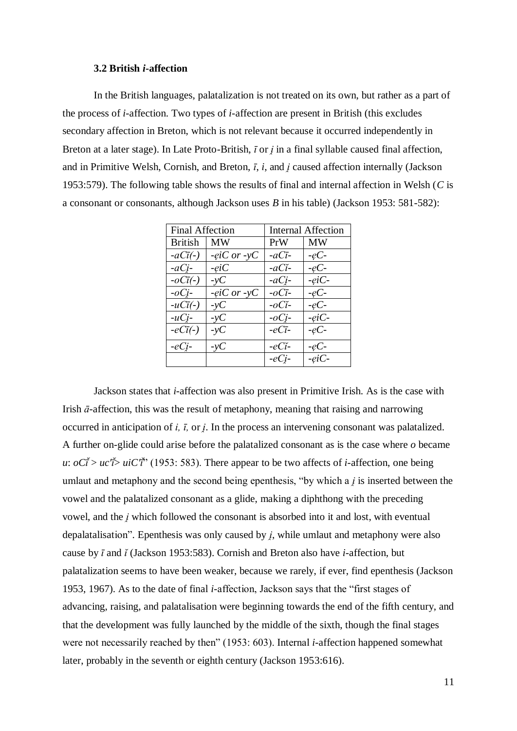### 3.2 British *i*-affection

In the British languages, palatalization is not treated on its own, but rather as a part of the process of *i*-affection. Two types of *i*-affection are present in British (this excludes secondary affection in Breton, which is not relevant because it occurred independently in Breton at a later stage). In Late Proto-British, *ī* or *i̯* in a final syllable caused final affection, and in Primitive Welsh, Cornish, and Breton, *ī*, *i*, and *i̯* caused affection internally (Jackson 1953:579). The following table shows the results of final and internal affection in Welsh (*C* is a consonant or consonants, although Jackson uses *B* in his table) (Jackson 1953: 581-582):

| Final Affection | | Internal Affection | |
|---|---|---|---|
| British | MW | PrW | MW |
| *-aCī(-)* | *-ẹiC or -yC* | *-aCī-* | *-ẹC-* |
| *-aCi̯-* | *-ẹiC* | *-aCĭ-* | *-ẹC-* |
| *-oCī(-)* | *-yC* | *-aCi̯-* | *-ẹiC-* |
| *-oCi̯-* | *-ẹiC or -yC* | *-oCī-* | *-ẹC-* |
| *-uCī(-)* | *-yC* | *-oCĭ-* | *-ẹC-* |
| *-uCi̯-* | *-yC* | *-oCi̯-* | *-ẹiC-* |
| *-eCī(-)* | *-yC* | *-eCī-* | *-ẹC-* |
| *-eCi̯-* | *-yC* | *-eCĭ-* | *-ẹC-* |
| | | *-eCi̯-* | *-ẹiC-* |

Jackson states that *i*-affection was also present in Primitive Irish. As is the case with Irish *ā*-affection, this was the result of metaphony, meaning that raising and narrowing occurred in anticipation of *i, ī,* or *i̯*. In the process an intervening consonant was palatalized. A further on-glide could arise before the palatalized consonant as is the case where *o* became *u*: *oCī̆ > uc'ī̆> uiC'ī̆*" (1953: 583). There appear to be two affects of *i*-affection, one being umlaut and metaphony and the second being epenthesis, "by which a *i̯* is inserted between the vowel and the palatalized consonant as a glide, making a diphthong with the preceding vowel, and the *i̯* which followed the consonant is absorbed into it and lost, with eventual depalatalisation". Epenthesis was only caused by *i̯*, while umlaut and metaphony were also cause by *ī* and *ĭ* (Jackson 1953:583). Cornish and Breton also have *i*-affection, but palatalization seems to have been weaker, because we rarely, if ever, find epenthesis (Jackson 1953, 1967). As to the date of final *i*-affection, Jackson says that the "first stages of advancing, raising, and palatalisation were beginning towards the end of the fifth century, and that the development was fully launched by the middle of the sixth, though the final stages were not necessarily reached by then" (1953: 603). Internal *i*-affection happened somewhat later, probably in the seventh or eighth century (Jackson 1953:616).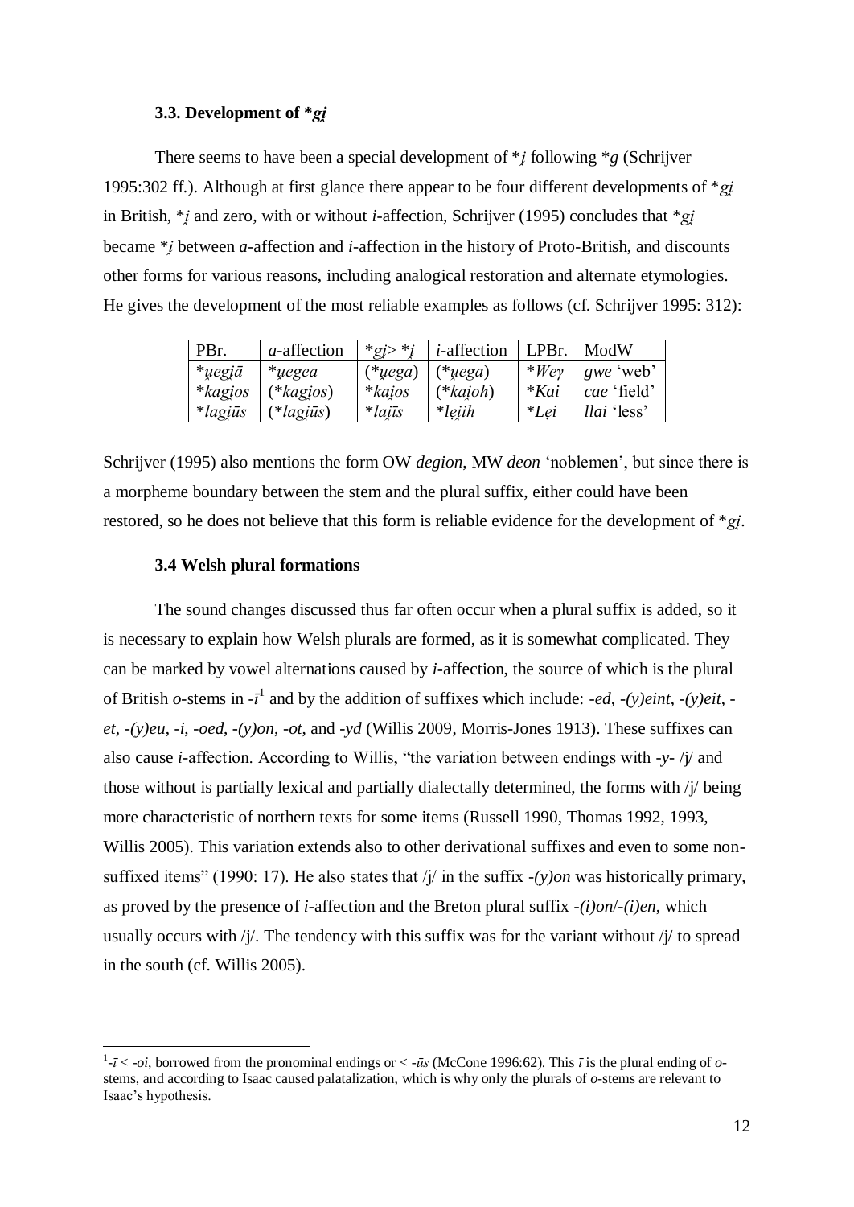### 3.3. Development of **gi̯*

There seems to have been a special development of *i̯ following *g (Schrijver 1995:302 ff.). Although at first glance there appear to be four different developments of *gi̯ in British, *i̯ and zero, with or without *i*-affection, Schrijver (1995) concludes that *gi̯ became *i̯ between *a*-affection and *i*-affection in the history of Proto-British, and discounts other forms for various reasons, including analogical restoration and alternate etymologies. He gives the development of the most reliable examples as follows (cf. Schrijver 1995: 312):

| PBr. | *a*-affection | *gi̯> *i̯ | *i*-affection | LPBr. | ModW |
|---|---|---|---|---|---|
| *u̯egi̯ā | *u̯egea | (*u̯ega) | (*u̯ega) | *Weγ | *gwe* 'web' |
| *kagi̯os | (*kagi̯os) | *kai̯os | (*kai̯oh) | *Kai | *cae* 'field' |
| *lagi̯ūs | (*lagi̯ūs) | *lai̯īs | *lei̯ih | *Lei | *llai* 'less' |

Schrijver (1995) also mentions the form OW *degion*, MW *deon* 'noblemen', but since there is a morpheme boundary between the stem and the plural suffix, either could have been restored, so he does not believe that this form is reliable evidence for the development of *gi̯.

### 3.4 Welsh plural formations

The sound changes discussed thus far often occur when a plural suffix is added, so it is necessary to explain how Welsh plurals are formed, as it is somewhat complicated. They can be marked by vowel alternations caused by *i*-affection, the source of which is the plural of British *o*-stems in *-ī*[1] and by the addition of suffixes which include: *-ed*, *-(y)eint*, *-(y)eit*, *-et*, *-(y)eu*, *-i*, *-oed*, *-(y)on*, *-ot*, and *-yd* (Willis 2009, Morris-Jones 1913). These suffixes can also cause *i*-affection. According to Willis, "the variation between endings with *-y-* /j/ and those without is partially lexical and partially dialectally determined, the forms with /j/ being more characteristic of northern texts for some items (Russell 1990, Thomas 1992, 1993, Willis 2005). This variation extends also to other derivational suffixes and even to some non-suffixed items" (1990: 17). He also states that /j/ in the suffix *-(y)on* was historically primary, as proved by the presence of *i*-affection and the Breton plural suffix *-(i)on*/*-(i)en*, which usually occurs with /j/. The tendency with this suffix was for the variant without /j/ to spread in the south (cf. Willis 2005).

[1] *-ī* < *-oi*, borrowed from the pronominal endings or < *-ūs* (McCone 1996:62). This *ī* is the plural ending of *o*-stems, and according to Isaac caused palatalization, which is why only the plurals of *o*-stems are relevant to Isaac's hypothesis.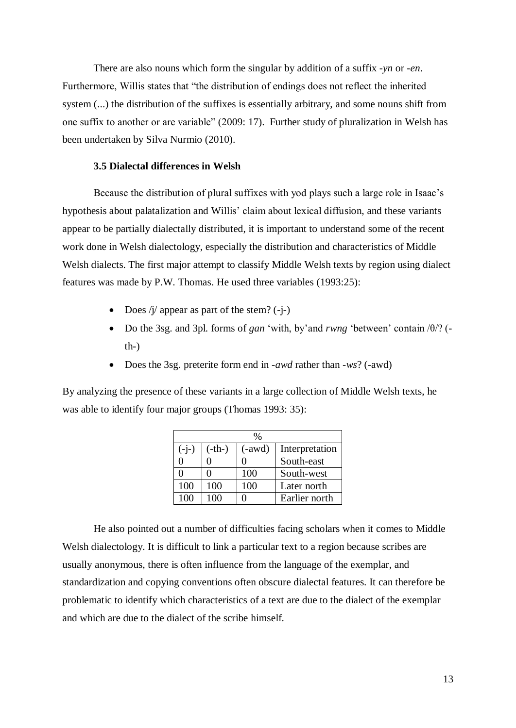There are also nouns which form the singular by addition of a suffix *-yn* or *-en*. Furthermore, Willis states that "the distribution of endings does not reflect the inherited system (...) the distribution of the suffixes is essentially arbitrary, and some nouns shift from one suffix to another or are variable" (2009: 17). Further study of pluralization in Welsh has been undertaken by Silva Nurmio (2010).

### 3.5 Dialectal differences in Welsh

Because the distribution of plural suffixes with yod plays such a large role in Isaac's hypothesis about palatalization and Willis' claim about lexical diffusion, and these variants appear to be partially dialectally distributed, it is important to understand some of the recent work done in Welsh dialectology, especially the distribution and characteristics of Middle Welsh dialects. The first major attempt to classify Middle Welsh texts by region using dialect features was made by P.W. Thomas. He used three variables (1993:25):

- Does /j/ appear as part of the stem? (-j-)
- Do the 3sg. and 3pl. forms of *gan* 'with, by'and *rwng* 'between' contain /θ/? (-th-)
- Does the 3sg. preterite form end in *-awd* rather than *-ws*? (-awd)

By analyzing the presence of these variants in a large collection of Middle Welsh texts, he was able to identify four major groups (Thomas 1993: 35):

| % | | | |
|---|---|---|---|
| (-j-) | (-th-) | (-awd) | Interpretation |
| 0 | 0 | 0 | South-east |
| 0 | 0 | 100 | South-west |
| 100 | 100 | 100 | Later north |
| 100 | 100 | 0 | Earlier north |

He also pointed out a number of difficulties facing scholars when it comes to Middle Welsh dialectology. It is difficult to link a particular text to a region because scribes are usually anonymous, there is often influence from the language of the exemplar, and standardization and copying conventions often obscure dialectal features. It can therefore be problematic to identify which characteristics of a text are due to the dialect of the exemplar and which are due to the dialect of the scribe himself.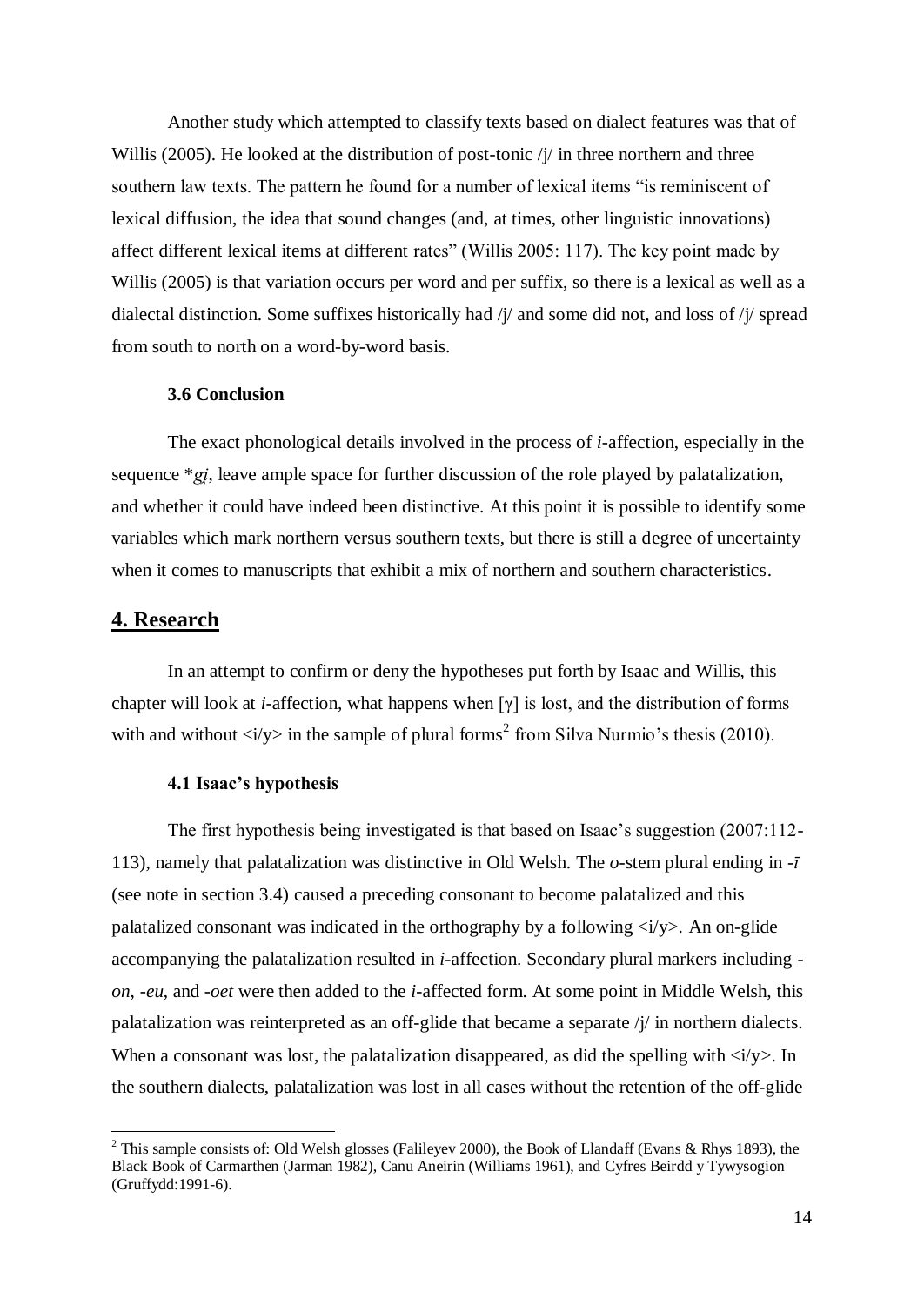Another study which attempted to classify texts based on dialect features was that of Willis (2005). He looked at the distribution of post-tonic /j/ in three northern and three southern law texts. The pattern he found for a number of lexical items "is reminiscent of lexical diffusion, the idea that sound changes (and, at times, other linguistic innovations) affect different lexical items at different rates" (Willis 2005: 117). The key point made by Willis (2005) is that variation occurs per word and per suffix, so there is a lexical as well as a dialectal distinction. Some suffixes historically had /j/ and some did not, and loss of /j/ spread from south to north on a word-by-word basis.

### 3.6 Conclusion

The exact phonological details involved in the process of *i*-affection, especially in the sequence \**gi̯*, leave ample space for further discussion of the role played by palatalization, and whether it could have indeed been distinctive. At this point it is possible to identify some variables which mark northern versus southern texts, but there is still a degree of uncertainty when it comes to manuscripts that exhibit a mix of northern and southern characteristics.

## 4. Research

In an attempt to confirm or deny the hypotheses put forth by Isaac and Willis, this chapter will look at *i*-affection, what happens when [ɣ] is lost, and the distribution of forms with and without <i/y> in the sample of plural forms[2] from Silva Nurmio's thesis (2010).

### 4.1 Isaac's hypothesis

The first hypothesis being investigated is that based on Isaac's suggestion (2007:112-113), namely that palatalization was distinctive in Old Welsh. The *o*-stem plural ending in -*ī* (see note in section 3.4) caused a preceding consonant to become palatalized and this palatalized consonant was indicated in the orthography by a following <i/y>. An on-glide accompanying the palatalization resulted in *i*-affection. Secondary plural markers including -*on*, -*eu*, and -*oet* were then added to the *i*-affected form. At some point in Middle Welsh, this palatalization was reinterpreted as an off-glide that became a separate /j/ in northern dialects. When a consonant was lost, the palatalization disappeared, as did the spelling with <i/y>. In the southern dialects, palatalization was lost in all cases without the retention of the off-glide

[2] This sample consists of: Old Welsh glosses (Falileyev 2000), the Book of Llandaff (Evans & Rhys 1893), the Black Book of Carmarthen (Jarman 1982), Canu Aneirin (Williams 1961), and Cyfres Beirdd y Tywysogion (Gruffydd:1991-6).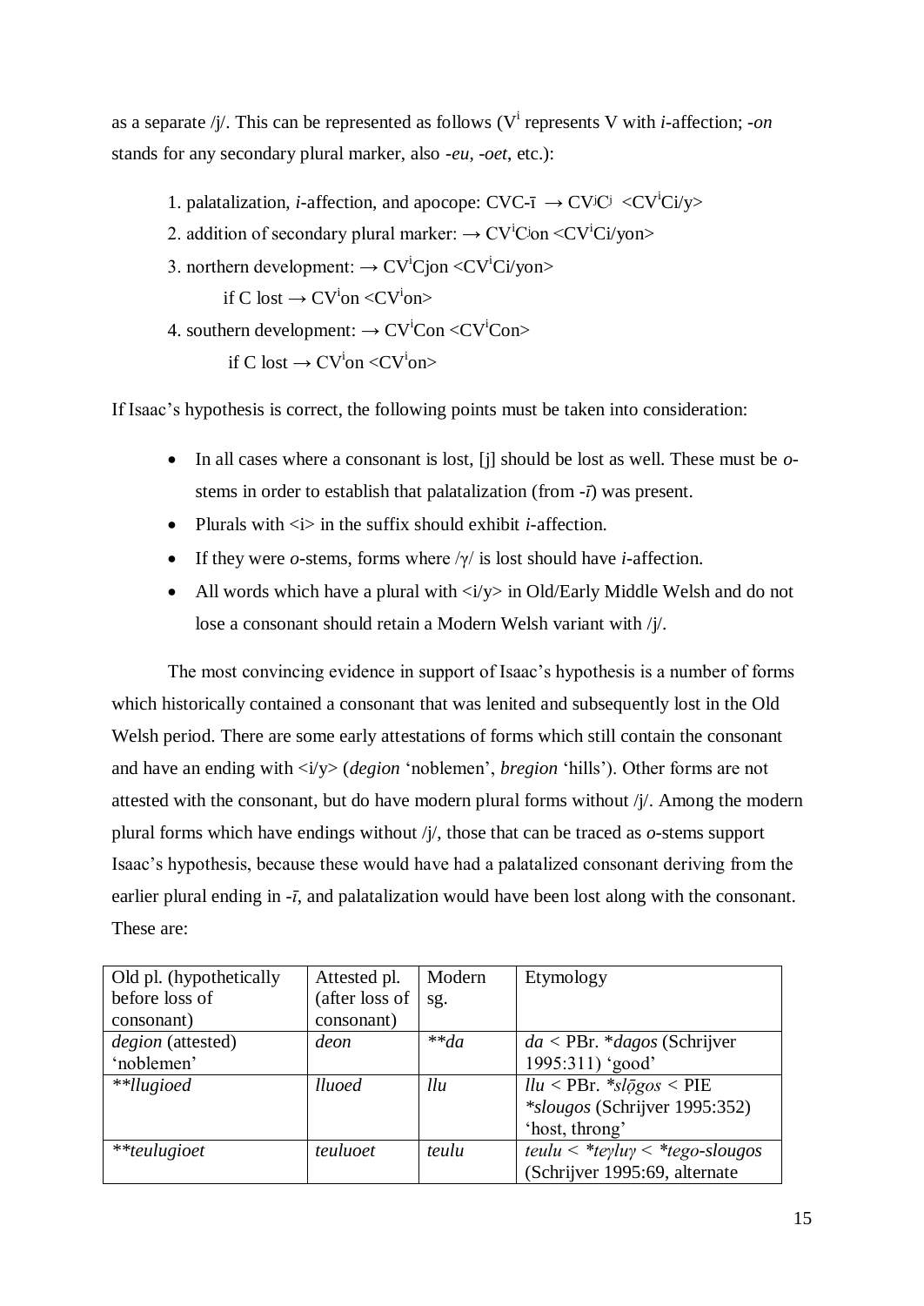as a separate /j/. This can be represented as follows ($V^i$ represents V with *i*-affection; *-on* stands for any secondary plural marker, also *-eu*, *-oet*, etc.):

1. palatalization, *i*-affection, and apocope: CVC-ī → $CV^jC^j$ <$CV^i$Ci/y>
2. addition of secondary plural marker: → $CV^iC^j$on <$CV^i$Ci/yon>
3. northern development: → $CV^i$Cjon <$CV^i$Ci/yon>
   if C lost → $CV^i$on <$CV^i$on>
4. southern development: → $CV^i$Con <$CV^i$Con>
   if C lost → $CV^i$on <$CV^i$on>

If Isaac's hypothesis is correct, the following points must be taken into consideration:

- In all cases where a consonant is lost, [j] should be lost as well. These must be *o*-stems in order to establish that palatalization (from *-ī*) was present.
- Plurals with <i> in the suffix should exhibit *i*-affection.
- If they were *o*-stems, forms where /γ/ is lost should have *i*-affection.
- All words which have a plural with <i/y> in Old/Early Middle Welsh and do not lose a consonant should retain a Modern Welsh variant with /j/.

The most convincing evidence in support of Isaac's hypothesis is a number of forms which historically contained a consonant that was lenited and subsequently lost in the Old Welsh period. There are some early attestations of forms which still contain the consonant and have an ending with <i/y> (*degion* 'noblemen', *bregion* 'hills'). Other forms are not attested with the consonant, but do have modern plural forms without /j/. Among the modern plural forms which have endings without /j/, those that can be traced as *o*-stems support Isaac's hypothesis, because these would have had a palatalized consonant deriving from the earlier plural ending in *-ī*, and palatalization would have been lost along with the consonant. These are:

| Old pl. (hypothetically before loss of consonant) | Attested pl. (after loss of consonant) | Modern sg. | Etymology |
|---|---|---|---|
| *degion* (attested) 'noblemen' | *deon* | *\*\*da* | *da* < PBr. *\*dagos* (Schrijver 1995:311) 'good' |
| *\*\*llugioed* | *lluoed* | *llu* | *llu* < PBr. *\*slọ̄gos* < PIE *\*slougos* (Schrijver 1995:352) 'host, throng' |
| *\*\*teulugioet* | *teuluoet* | *teulu* | *teulu* < *\*teγluγ* < *\*tego-slougos* (Schrijver 1995:69, alternate |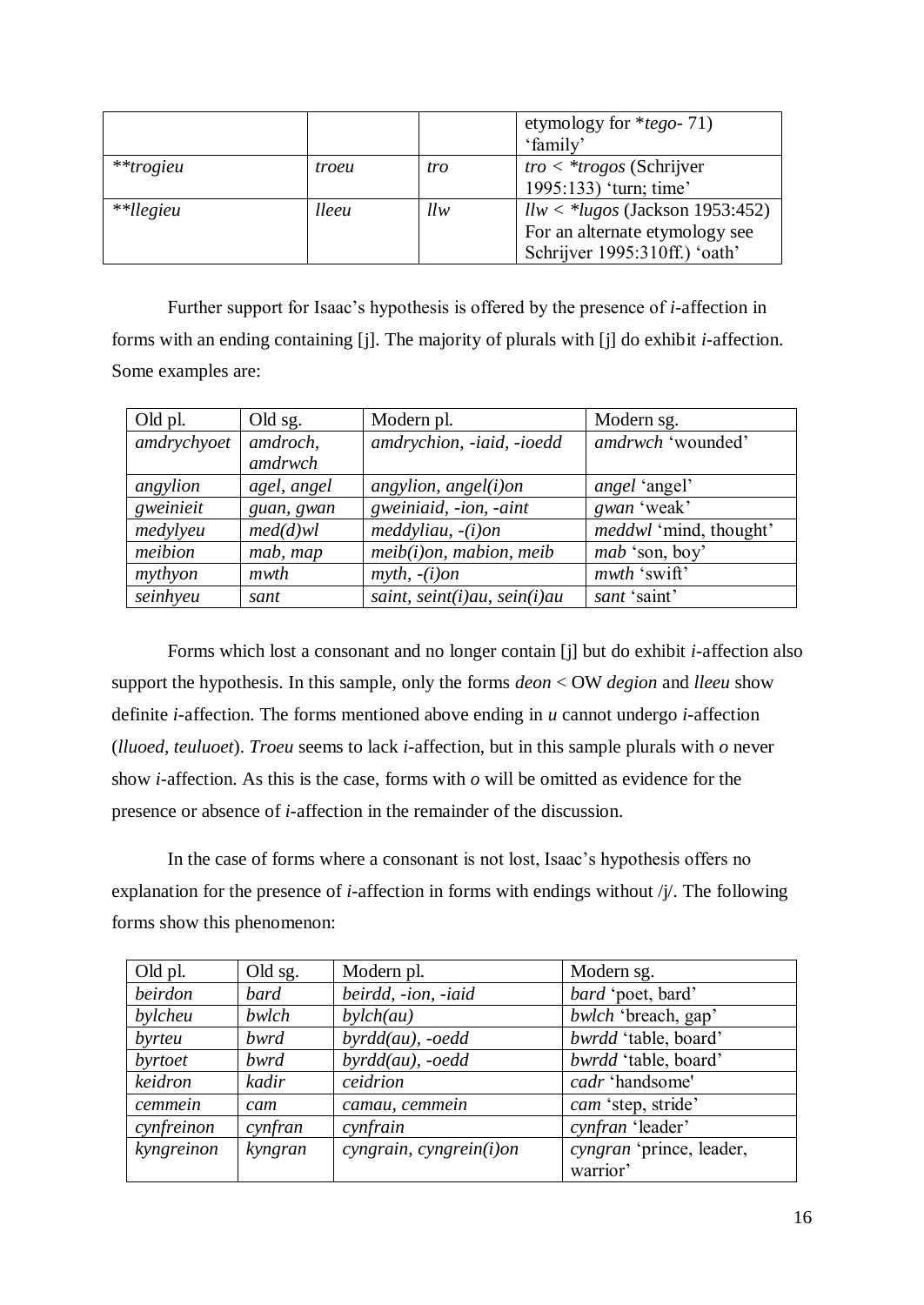| | | | etymology for *\*tego-* 71) 'family' |
|---|---|---|---|
| *\*\*trogieu* | *troeu* | *tro* | *tro* < *\*trogos* (Schrijver 1995:133) 'turn; time' |
| *\*\*llegieu* | *lleeu* | *llw* | *llw* < *\*lugos* (Jackson 1953:452) For an alternate etymology see Schrijver 1995:310ff.) 'oath' |

Further support for Isaac's hypothesis is offered by the presence of *i*-affection in forms with an ending containing [j]. The majority of plurals with [j] do exhibit *i*-affection. Some examples are:

| Old pl. | Old sg. | Modern pl. | Modern sg. |
|---|---|---|---|
| *amdrychyoet* | *amdroch, amdrwch* | *amdrychion, -iaid, -ioedd* | *amdrwch* 'wounded' |
| *angylion* | *agel, angel* | *angylion, angel(i)on* | *angel* 'angel' |
| *gweinieit* | *guan, gwan* | *gweiniaid, -ion, -aint* | *gwan* 'weak' |
| *medylyeu* | *med(d)wl* | *meddyliau, -(i)on* | *meddwl* 'mind, thought' |
| *meibion* | *mab, map* | *meib(i)on, mabion, meib* | *mab* 'son, boy' |
| *mythyon* | *mwth* | *myth, -(i)on* | *mwth* 'swift' |
| *seinhyeu* | *sant* | *saint, seint(i)au, sein(i)au* | *sant* 'saint' |

Forms which lost a consonant and no longer contain [j] but do exhibit *i*-affection also support the hypothesis. In this sample, only the forms *deon* < OW *degion* and *lleeu* show definite *i*-affection. The forms mentioned above ending in *u* cannot undergo *i*-affection (*lluoed, teuluoet*). *Troeu* seems to lack *i*-affection, but in this sample plurals with *o* never show *i*-affection. As this is the case, forms with *o* will be omitted as evidence for the presence or absence of *i*-affection in the remainder of the discussion.

In the case of forms where a consonant is not lost, Isaac's hypothesis offers no explanation for the presence of *i*-affection in forms with endings without /j/. The following forms show this phenomenon:

| Old pl. | Old sg. | Modern pl. | Modern sg. |
|---|---|---|---|
| *beirdon* | *bard* | *beirdd, -ion, -iaid* | *bard* 'poet, bard' |
| *bylcheu* | *bwlch* | *bylch(au)* | *bwlch* 'breach, gap' |
| *byrteu* | *bwrd* | *byrdd(au), -oedd* | *bwrdd* 'table, board' |
| *byrtoet* | *bwrd* | *byrdd(au), -oedd* | *bwrdd* 'table, board' |
| *keidron* | *kadir* | *ceidrion* | *cadr* 'handsome' |
| *cemmein* | *cam* | *camau, cemmein* | *cam* 'step, stride' |
| *cynfreinon* | *cynfran* | *cynfrain* | *cynfran* 'leader' |
| *kyngreinon* | *kyngran* | *cyngrain, cyngrein(i)on* | *cyngran* 'prince, leader, warrior' |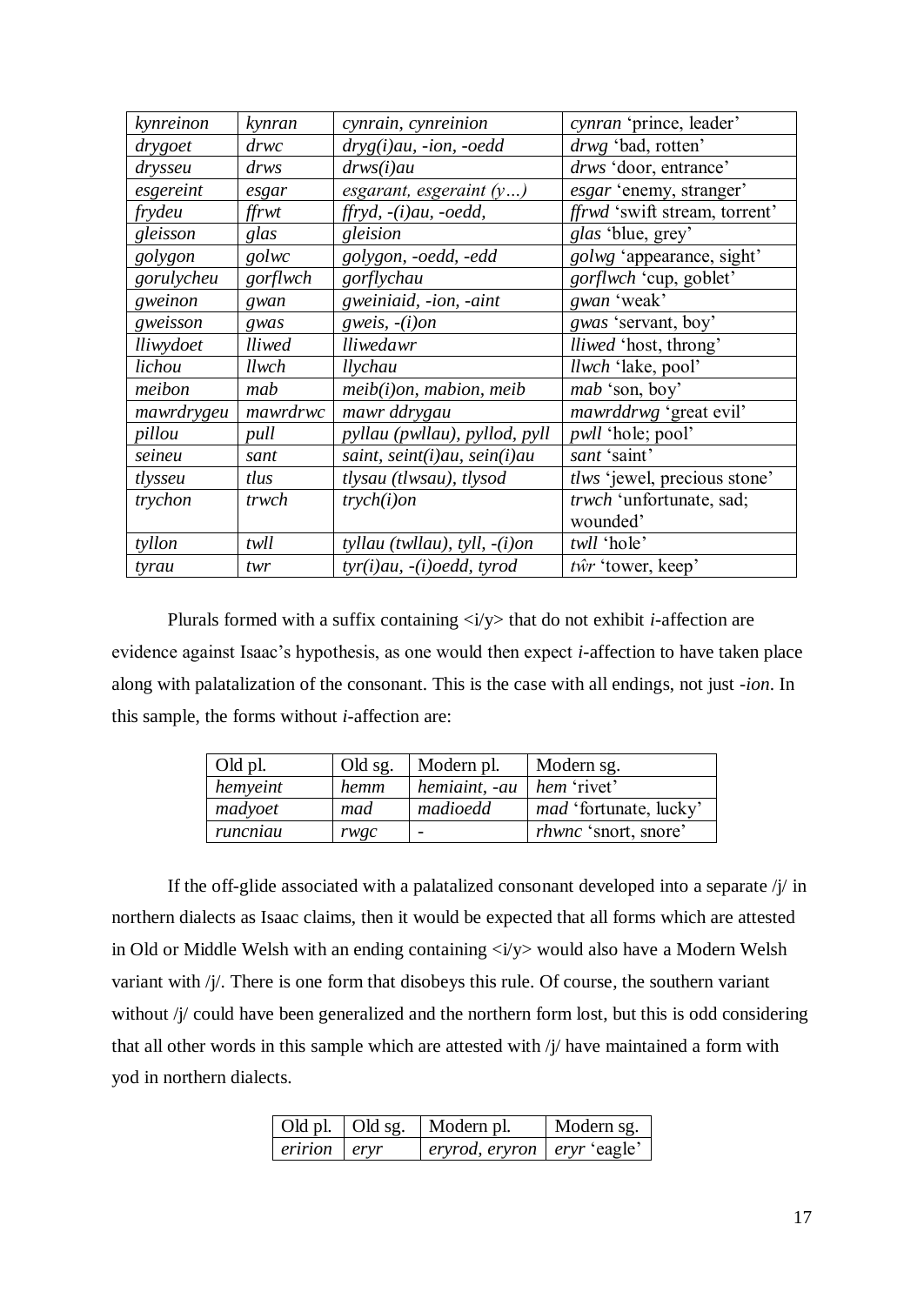| *kynreinon* | *kynran* | *cynrain, cynreinion* | *cynran* 'prince, leader' |
|---|---|---|---|
| *drygoet* | *drwc* | *dryg(i)au, -ion, -oedd* | *drwg* 'bad, rotten' |
| *drysseu* | *drws* | *drws(i)au* | *drws* 'door, entrance' |
| *esgereint* | *esgar* | *esgarant, esgeraint (y…)* | *esgar* 'enemy, stranger' |
| *frydeu* | *ffrwt* | *ffryd, -(i)au, -oedd,* | *ffrwd* 'swift stream, torrent' |
| *gleisson* | *glas* | *gleision* | *glas* 'blue, grey' |
| *golygon* | *golwc* | *golygon, -oedd, -edd* | *golwg* 'appearance, sight' |
| *gorulycheu* | *gorflwch* | *gorflychau* | *gorflwch* 'cup, goblet' |
| *gweinon* | *gwan* | *gweiniaid, -ion, -aint* | *gwan* 'weak' |
| *gweisson* | *gwas* | *gweis, -(i)on* | *gwas* 'servant, boy' |
| *lliwydoet* | *lliwed* | *lliwedawr* | *lliwed* 'host, throng' |
| *lichou* | *llwch* | *llychau* | *llwch* 'lake, pool' |
| *meibon* | *mab* | *meib(i)on, mabion, meib* | *mab* 'son, boy' |
| *mawrdrygeu* | *mawrdrwc* | *mawr ddrygau* | *mawrddrwg* 'great evil' |
| *pillou* | *pull* | *pyllau (pwllau), pyllod, pyll* | *pwll* 'hole; pool' |
| *seineu* | *sant* | *saint, seint(i)au, sein(i)au* | *sant* 'saint' |
| *tlysseu* | *tlus* | *tlysau (tlwsau), tlysod* | *tlws* 'jewel, precious stone' |
| *trychon* | *trwch* | *trych(i)on* | *trwch* 'unfortunate, sad; wounded' |
| *tyllon* | *twll* | *tyllau (twllau), tyll, -(i)on* | *twll* 'hole' |
| *tyrau* | *twr* | *tyr(i)au, -(i)oedd, tyrod* | *tŵr* 'tower, keep' |

Plurals formed with a suffix containing <i/y> that do not exhibit *i*-affection are evidence against Isaac's hypothesis, as one would then expect *i*-affection to have taken place along with palatalization of the consonant. This is the case with all endings, not just *-ion*. In this sample, the forms without *i*-affection are:

| Old pl. | Old sg. | Modern pl. | Modern sg. |
|---|---|---|---|
| *hemyeint* | *hemm* | *hemiaint, -au* | *hem* 'rivet' |
| *madyoet* | *mad* | *madioedd* | *mad* 'fortunate, lucky' |
| *runcniau* | *rwgc* | - | *rhwnc* 'snort, snore' |

If the off-glide associated with a palatalized consonant developed into a separate /j/ in northern dialects as Isaac claims, then it would be expected that all forms which are attested in Old or Middle Welsh with an ending containing <i/y> would also have a Modern Welsh variant with /j/. There is one form that disobeys this rule. Of course, the southern variant without /j/ could have been generalized and the northern form lost, but this is odd considering that all other words in this sample which are attested with /j/ have maintained a form with yod in northern dialects.

| Old pl. | Old sg. | Modern pl. | Modern sg. |
|---|---|---|---|
| *eririon* | *eryr* | *eryrod, eryron* | *eryr* 'eagle' |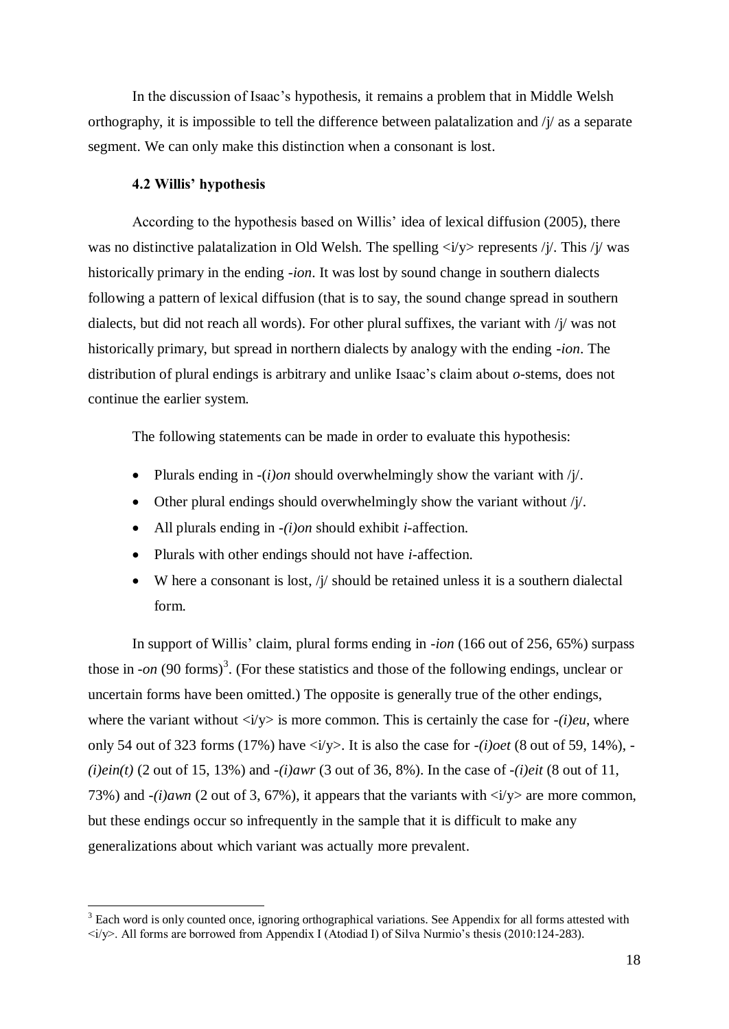In the discussion of Isaac's hypothesis, it remains a problem that in Middle Welsh orthography, it is impossible to tell the difference between palatalization and /j/ as a separate segment. We can only make this distinction when a consonant is lost.

### 4.2 Willis' hypothesis

According to the hypothesis based on Willis' idea of lexical diffusion (2005), there was no distinctive palatalization in Old Welsh. The spelling <i/y> represents /j/. This /j/ was historically primary in the ending *-ion*. It was lost by sound change in southern dialects following a pattern of lexical diffusion (that is to say, the sound change spread in southern dialects, but did not reach all words). For other plural suffixes, the variant with /j/ was not historically primary, but spread in northern dialects by analogy with the ending *-ion*. The distribution of plural endings is arbitrary and unlike Isaac's claim about *o*-stems, does not continue the earlier system.

The following statements can be made in order to evaluate this hypothesis:

- Plurals ending in *-(i)on* should overwhelmingly show the variant with /j/.
- Other plural endings should overwhelmingly show the variant without /j/.
- All plurals ending in *-(i)on* should exhibit *i*-affection.
- Plurals with other endings should not have *i*-affection.
- W here a consonant is lost, /j/ should be retained unless it is a southern dialectal form.

In support of Willis' claim, plural forms ending in *-ion* (166 out of 256, 65%) surpass those in *-on* (90 forms)[3]. (For these statistics and those of the following endings, unclear or uncertain forms have been omitted.) The opposite is generally true of the other endings, where the variant without <i/y> is more common. This is certainly the case for *-(i)eu*, where only 54 out of 323 forms (17%) have <i/y>. It is also the case for *-(i)oet* (8 out of 59, 14%), *-(i)ein(t)* (2 out of 15, 13%) and *-(i)awr* (3 out of 36, 8%). In the case of *-(i)eit* (8 out of 11, 73%) and *-(i)awn* (2 out of 3, 67%), it appears that the variants with <i/y> are more common, but these endings occur so infrequently in the sample that it is difficult to make any generalizations about which variant was actually more prevalent.

[3] Each word is only counted once, ignoring orthographical variations. See Appendix for all forms attested with <i/y>. All forms are borrowed from Appendix I (Atodiad I) of Silva Nurmio's thesis (2010:124-283).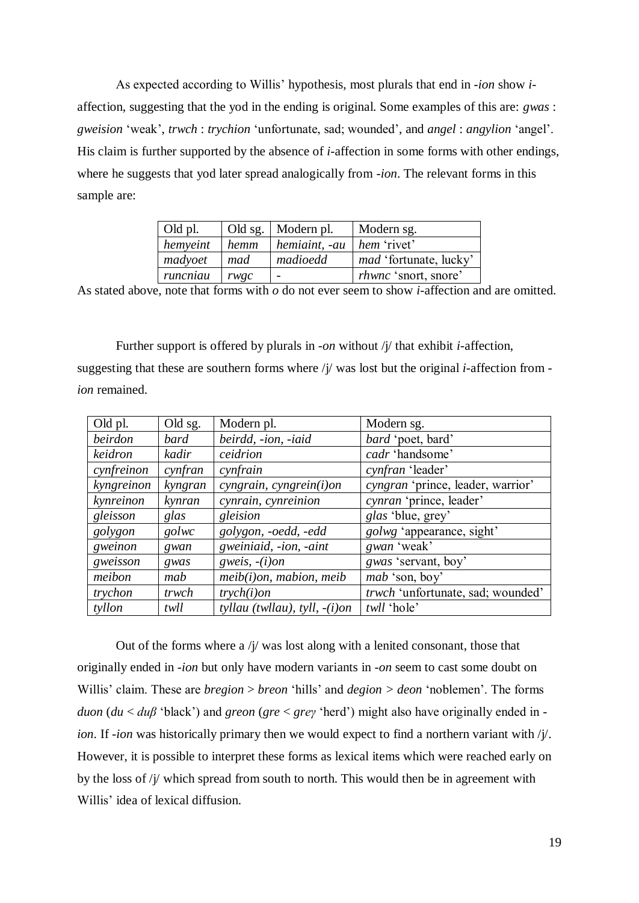As expected according to Willis' hypothesis, most plurals that end in *-ion* show *i*-affection, suggesting that the yod in the ending is original. Some examples of this are: *gwas* : *gweision* 'weak', *trwch* : *trychion* 'unfortunate, sad; wounded', and *angel* : *angylion* 'angel'. His claim is further supported by the absence of *i*-affection in some forms with other endings, where he suggests that yod later spread analogically from *-ion*. The relevant forms in this sample are:

| Old pl. | Old sg. | Modern pl. | Modern sg. |
|---|---|---|---|
| *hemyeint* | *hemm* | *hemiaint, -au* | *hem* 'rivet' |
| *madyoet* | *mad* | *madioedd* | *mad* 'fortunate, lucky' |
| *runcniau* | *rwgc* | - | *rhwnc* 'snort, snore' |

As stated above, note that forms with *o* do not ever seem to show *i*-affection and are omitted.

Further support is offered by plurals in *-on* without /j/ that exhibit *i*-affection, suggesting that these are southern forms where /j/ was lost but the original *i*-affection from *-ion* remained.

| Old pl. | Old sg. | Modern pl. | Modern sg. |
|---|---|---|---|
| *beirdon* | *bard* | *beirdd, -ion, -iaid* | *bard* 'poet, bard' |
| *keidron* | *kadir* | *ceidrion* | *cadr* 'handsome' |
| *cynfreinon* | *cynfran* | *cynfrain* | *cynfran* 'leader' |
| *kyngreinon* | *kyngran* | *cyngrain, cyngrein(i)on* | *cyngran* 'prince, leader, warrior' |
| *kynreinon* | *kynran* | *cynrain, cynreinion* | *cynran* 'prince, leader' |
| *gleisson* | *glas* | *gleision* | *glas* 'blue, grey' |
| *golygon* | *golwc* | *golygon, -oedd, -edd* | *golwg* 'appearance, sight' |
| *gweinon* | *gwan* | *gweiniaid, -ion, -aint* | *gwan* 'weak' |
| *gweisson* | *gwas* | *gweis, -(i)on* | *gwas* 'servant, boy' |
| *meibon* | *mab* | *meib(i)on, mabion, meib* | *mab* 'son, boy' |
| *trychon* | *trwch* | *trych(i)on* | *trwch* 'unfortunate, sad; wounded' |
| *tyllon* | *twll* | *tyllau (twllau), tyll, -(i)on* | *twll* 'hole' |

Out of the forms where a /j/ was lost along with a lenited consonant, those that originally ended in *-ion* but only have modern variants in *-on* seem to cast some doubt on Willis' claim. These are *bregion* > *breon* 'hills' and *degion* > *deon* 'noblemen'. The forms *duon* (*du* < *duβ* 'black') and *greon* (*gre* < *greγ* 'herd') might also have originally ended in *-ion*. If *-ion* was historically primary then we would expect to find a northern variant with /j/. However, it is possible to interpret these forms as lexical items which were reached early on by the loss of /j/ which spread from south to north. This would then be in agreement with Willis' idea of lexical diffusion.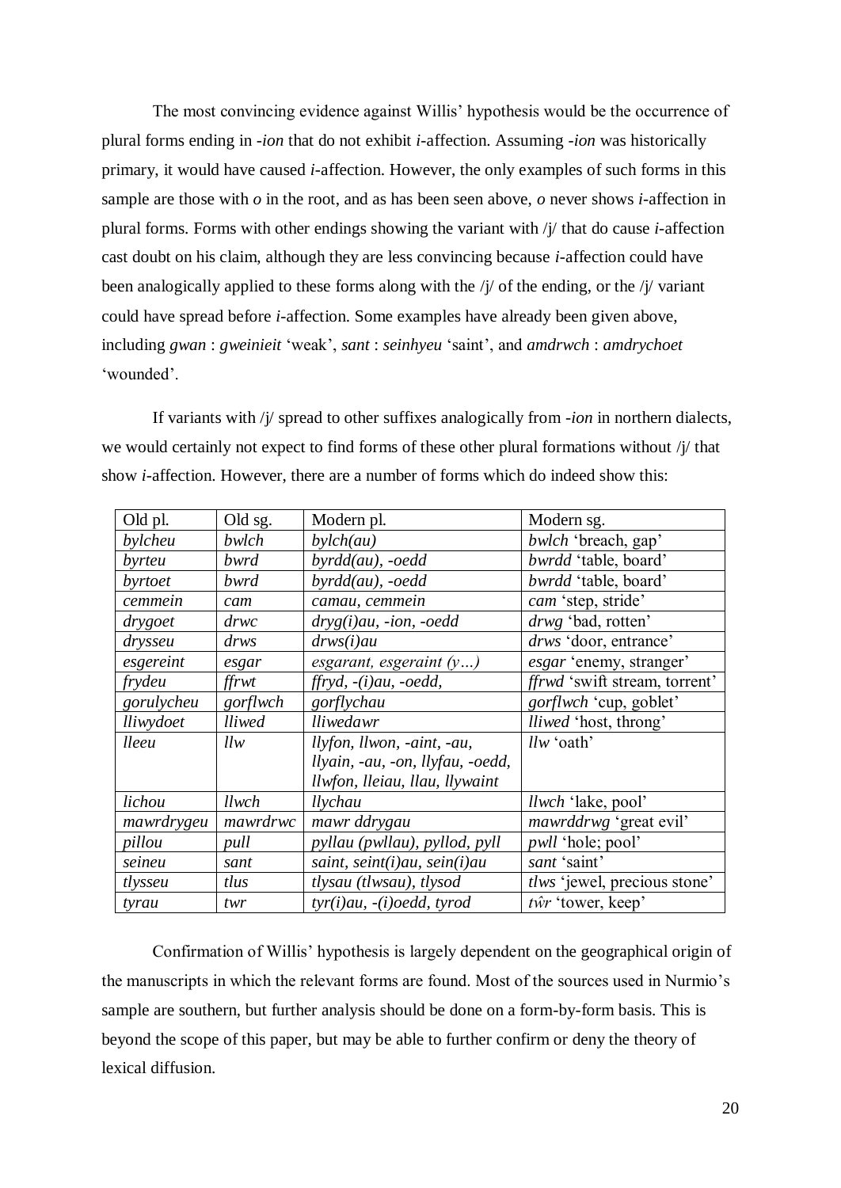The most convincing evidence against Willis' hypothesis would be the occurrence of plural forms ending in *-ion* that do not exhibit *i*-affection. Assuming *-ion* was historically primary, it would have caused *i*-affection. However, the only examples of such forms in this sample are those with *o* in the root, and as has been seen above, *o* never shows *i*-affection in plural forms. Forms with other endings showing the variant with /j/ that do cause *i*-affection cast doubt on his claim, although they are less convincing because *i*-affection could have been analogically applied to these forms along with the /j/ of the ending, or the /j/ variant could have spread before *i*-affection. Some examples have already been given above, including *gwan* : *gweinieit* 'weak', *sant* : *seinhyeu* 'saint', and *amdrwch* : *amdrychoet* 'wounded'.

If variants with /j/ spread to other suffixes analogically from *-ion* in northern dialects, we would certainly not expect to find forms of these other plural formations without /j/ that show *i*-affection. However, there are a number of forms which do indeed show this:

| Old pl. | Old sg. | Modern pl. | Modern sg. |
|---|---|---|---|
| *bylcheu* | *bwlch* | *bylch(au)* | *bwlch* 'breach, gap' |
| *byrteu* | *bwrd* | *byrdd(au), -oedd* | *bwrdd* 'table, board' |
| *byrtoet* | *bwrd* | *byrdd(au), -oedd* | *bwrdd* 'table, board' |
| *cemmein* | *cam* | *camau, cemmein* | *cam* 'step, stride' |
| *drygoet* | *drwc* | *dryg(i)au, -ion, -oedd* | *drwg* 'bad, rotten' |
| *drysseu* | *drws* | *drws(i)au* | *drws* 'door, entrance' |
| *esgereint* | *esgar* | *esgarant, esgeraint (y…)* | *esgar* 'enemy, stranger' |
| *frydeu* | *ffrwt* | *ffryd, -(i)au, -oedd,* | *ffrwd* 'swift stream, torrent' |
| *gorulycheu* | *gorflwch* | *gorflychau* | *gorflwch* 'cup, goblet' |
| *lliwydoet* | *lliwed* | *lliwedawr* | *lliwed* 'host, throng' |
| *lleeu* | *llw* | *llyfon, llwon, -aint, -au, llyain, -au, -on, llyfau, -oedd, llwfon, lleiau, llau, llywaint* | *llw* 'oath' |
| *lichou* | *llwch* | *llychau* | *llwch* 'lake, pool' |
| *mawrdrygeu* | *mawrdrwc* | *mawr ddrygau* | *mawrddrwg* 'great evil' |
| *pillou* | *pull* | *pyllau (pwllau), pyllod, pyll* | *pwll* 'hole; pool' |
| *seineu* | *sant* | *saint, seint(i)au, sein(i)au* | *sant* 'saint' |
| *tlysseu* | *tlus* | *tlysau (tlwsau), tlysod* | *tlws* 'jewel, precious stone' |
| *tyrau* | *twr* | *tyr(i)au, -(i)oedd, tyrod* | *tŵr* 'tower, keep' |

Confirmation of Willis' hypothesis is largely dependent on the geographical origin of the manuscripts in which the relevant forms are found. Most of the sources used in Nurmio's sample are southern, but further analysis should be done on a form-by-form basis. This is beyond the scope of this paper, but may be able to further confirm or deny the theory of lexical diffusion.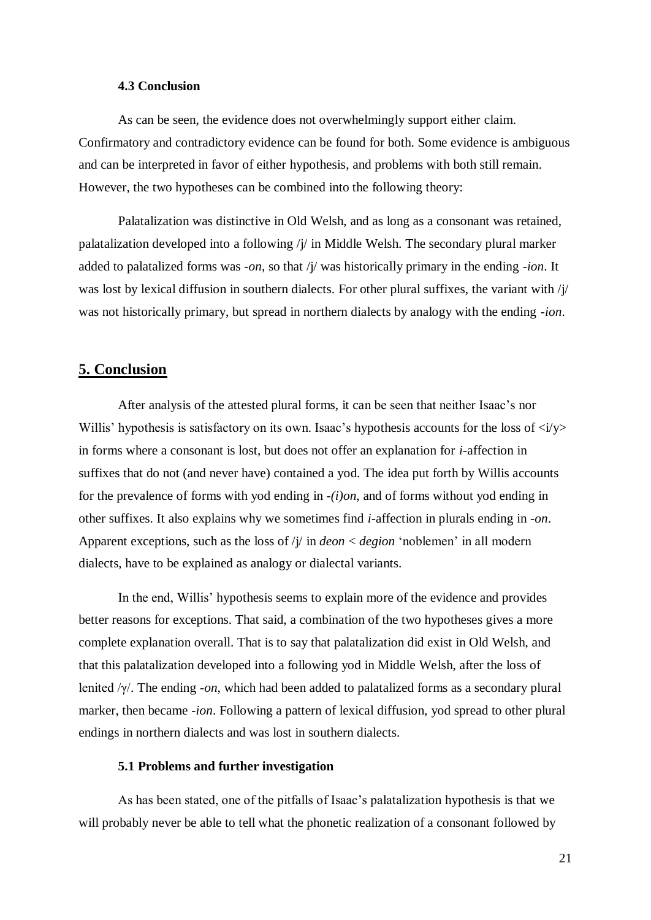### 4.3 Conclusion

As can be seen, the evidence does not overwhelmingly support either claim. Confirmatory and contradictory evidence can be found for both. Some evidence is ambiguous and can be interpreted in favor of either hypothesis, and problems with both still remain. However, the two hypotheses can be combined into the following theory:

Palatalization was distinctive in Old Welsh, and as long as a consonant was retained, palatalization developed into a following /j/ in Middle Welsh. The secondary plural marker added to palatalized forms was *-on*, so that /j/ was historically primary in the ending *-ion*. It was lost by lexical diffusion in southern dialects. For other plural suffixes, the variant with /j/ was not historically primary, but spread in northern dialects by analogy with the ending *-ion*.

## 5. Conclusion

After analysis of the attested plural forms, it can be seen that neither Isaac's nor Willis' hypothesis is satisfactory on its own. Isaac's hypothesis accounts for the loss of <i/y> in forms where a consonant is lost, but does not offer an explanation for *i*-affection in suffixes that do not (and never have) contained a yod. The idea put forth by Willis accounts for the prevalence of forms with yod ending in *-(i)on*, and of forms without yod ending in other suffixes. It also explains why we sometimes find *i*-affection in plurals ending in *-on*. Apparent exceptions, such as the loss of /j/ in *deon* < *degion* 'noblemen' in all modern dialects, have to be explained as analogy or dialectal variants.

In the end, Willis' hypothesis seems to explain more of the evidence and provides better reasons for exceptions. That said, a combination of the two hypotheses gives a more complete explanation overall. That is to say that palatalization did exist in Old Welsh, and that this palatalization developed into a following yod in Middle Welsh, after the loss of lenited /ɣ/. The ending *-on*, which had been added to palatalized forms as a secondary plural marker, then became *-ion*. Following a pattern of lexical diffusion, yod spread to other plural endings in northern dialects and was lost in southern dialects.

### 5.1 Problems and further investigation

As has been stated, one of the pitfalls of Isaac's palatalization hypothesis is that we will probably never be able to tell what the phonetic realization of a consonant followed by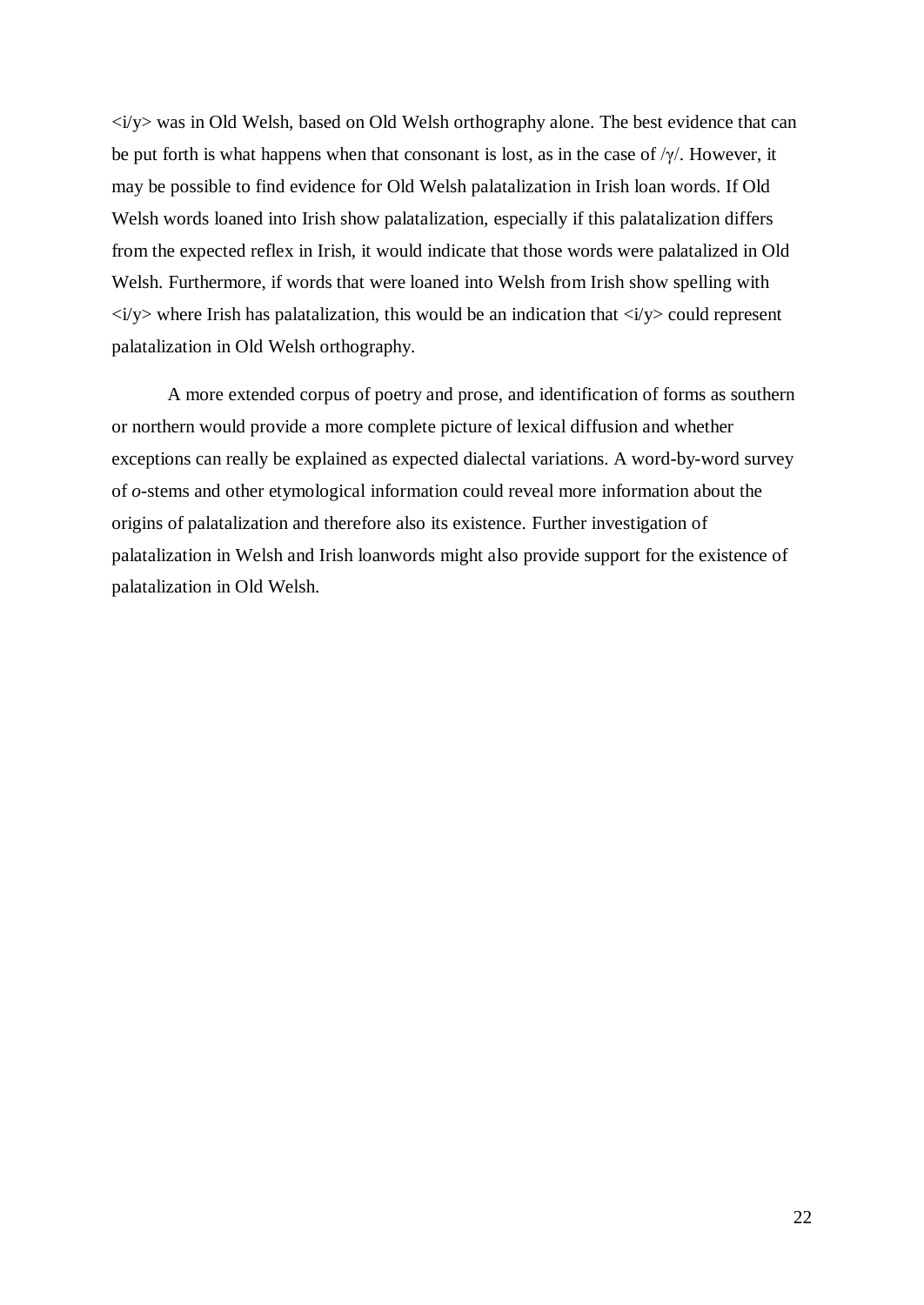<i/y> was in Old Welsh, based on Old Welsh orthography alone. The best evidence that can be put forth is what happens when that consonant is lost, as in the case of /ɣ/. However, it may be possible to find evidence for Old Welsh palatalization in Irish loan words. If Old Welsh words loaned into Irish show palatalization, especially if this palatalization differs from the expected reflex in Irish, it would indicate that those words were palatalized in Old Welsh. Furthermore, if words that were loaned into Welsh from Irish show spelling with <i/y> where Irish has palatalization, this would be an indication that <i/y> could represent palatalization in Old Welsh orthography.

A more extended corpus of poetry and prose, and identification of forms as southern or northern would provide a more complete picture of lexical diffusion and whether exceptions can really be explained as expected dialectal variations. A word-by-word survey of *o*-stems and other etymological information could reveal more information about the origins of palatalization and therefore also its existence. Further investigation of palatalization in Welsh and Irish loanwords might also provide support for the existence of palatalization in Old Welsh.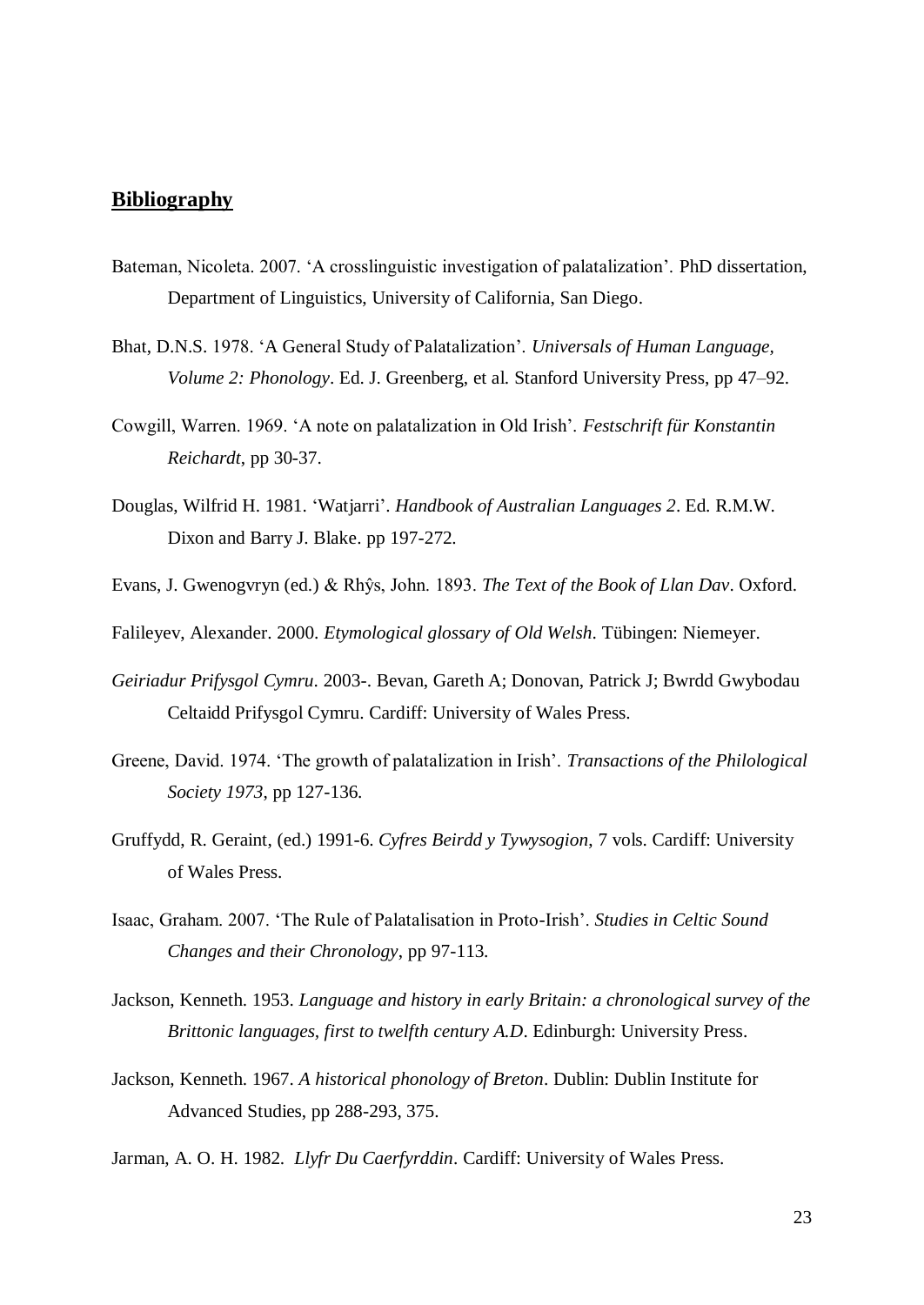## Bibliography

Bateman, Nicoleta. 2007. 'A crosslinguistic investigation of palatalization'. PhD dissertation, Department of Linguistics, University of California, San Diego.

Bhat, D.N.S. 1978. 'A General Study of Palatalization'. *Universals of Human Language, Volume 2: Phonology*. Ed. J. Greenberg, et al. Stanford University Press, pp 47–92.

Cowgill, Warren. 1969. 'A note on palatalization in Old Irish'. *Festschrift für Konstantin Reichardt*, pp 30-37.

Douglas, Wilfrid H. 1981. 'Watjarri'. *Handbook of Australian Languages 2*. Ed. R.M.W. Dixon and Barry J. Blake. pp 197-272.

Evans, J. Gwenogvryn (ed.) & Rhŷs, John. 1893. *The Text of the Book of Llan Dav*. Oxford.

Falileyev, Alexander. 2000. *Etymological glossary of Old Welsh*. Tübingen: Niemeyer.

*Geiriadur Prifysgol Cymru*. 2003-. Bevan, Gareth A; Donovan, Patrick J; Bwrdd Gwybodau Celtaidd Prifysgol Cymru. Cardiff: University of Wales Press.

Greene, David. 1974. 'The growth of palatalization in Irish'. *Transactions of the Philological Society 1973*, pp 127-136.

Gruffydd, R. Geraint, (ed.) 1991-6. *Cyfres Beirdd y Tywysogion*, 7 vols. Cardiff: University of Wales Press.

Isaac, Graham. 2007. 'The Rule of Palatalisation in Proto-Irish'. *Studies in Celtic Sound Changes and their Chronology*, pp 97-113.

Jackson, Kenneth. 1953. *Language and history in early Britain: a chronological survey of the Brittonic languages, first to twelfth century A.D*. Edinburgh: University Press.

Jackson, Kenneth. 1967. *A historical phonology of Breton*. Dublin: Dublin Institute for Advanced Studies, pp 288-293, 375.

Jarman, A. O. H. 1982. *Llyfr Du Caerfyrddin*. Cardiff: University of Wales Press.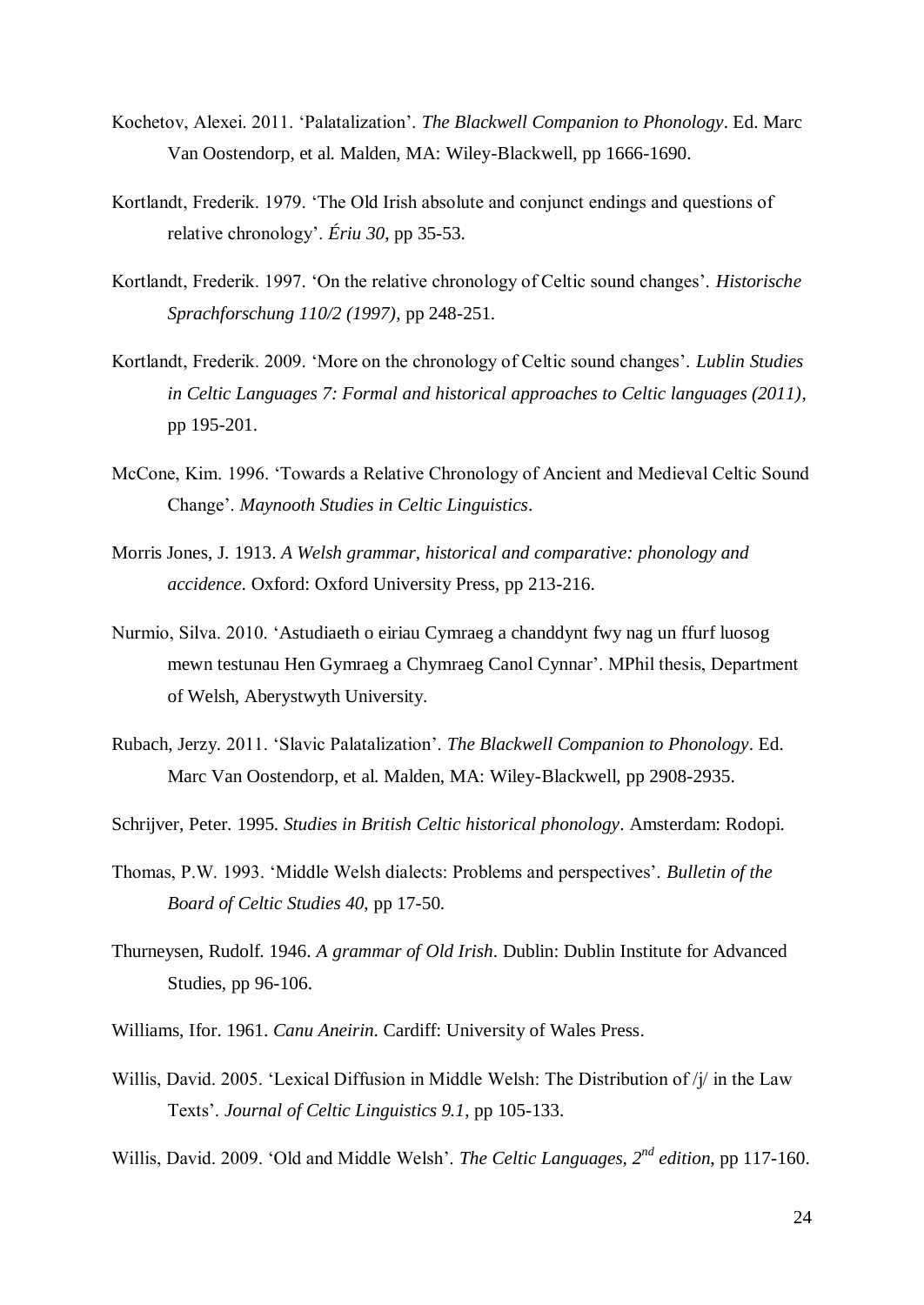Kochetov, Alexei. 2011. 'Palatalization'. *The Blackwell Companion to Phonology*. Ed. Marc Van Oostendorp, et al. Malden, MA: Wiley-Blackwell, pp 1666-1690.

Kortlandt, Frederik. 1979. 'The Old Irish absolute and conjunct endings and questions of relative chronology'. *Ériu 30*, pp 35-53.

Kortlandt, Frederik. 1997. 'On the relative chronology of Celtic sound changes'. *Historische Sprachforschung 110/2 (1997)*, pp 248-251.

Kortlandt, Frederik. 2009. 'More on the chronology of Celtic sound changes'. *Lublin Studies in Celtic Languages 7: Formal and historical approaches to Celtic languages (2011)*, pp 195-201.

McCone, Kim. 1996. 'Towards a Relative Chronology of Ancient and Medieval Celtic Sound Change'. *Maynooth Studies in Celtic Linguistics*.

Morris Jones, J. 1913. *A Welsh grammar, historical and comparative: phonology and accidence*. Oxford: Oxford University Press, pp 213-216.

Nurmio, Silva. 2010. 'Astudiaeth o eiriau Cymraeg a chanddynt fwy nag un ffurf luosog mewn testunau Hen Gymraeg a Chymraeg Canol Cynnar'. MPhil thesis, Department of Welsh, Aberystwyth University.

Rubach, Jerzy. 2011. 'Slavic Palatalization'. *The Blackwell Companion to Phonology*. Ed. Marc Van Oostendorp, et al. Malden, MA: Wiley-Blackwell, pp 2908-2935.

Schrijver, Peter. 1995. *Studies in British Celtic historical phonology*. Amsterdam: Rodopi.

Thomas, P.W. 1993. 'Middle Welsh dialects: Problems and perspectives'. *Bulletin of the Board of Celtic Studies 40*, pp 17-50.

Thurneysen, Rudolf. 1946. *A grammar of Old Irish*. Dublin: Dublin Institute for Advanced Studies, pp 96-106.

Williams, Ifor. 1961. *Canu Aneirin*. Cardiff: University of Wales Press.

Willis, David. 2005. 'Lexical Diffusion in Middle Welsh: The Distribution of /j/ in the Law Texts'. *Journal of Celtic Linguistics 9.1*, pp 105-133.

Willis, David. 2009. 'Old and Middle Welsh'. *The Celtic Languages, 2nd edition*, pp 117-160.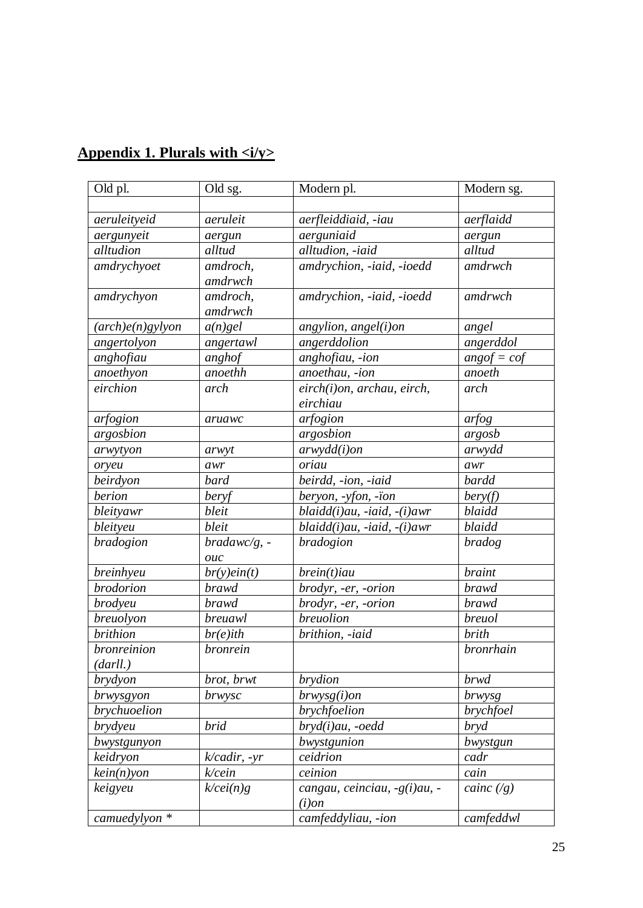## Appendix 1. Plurals with <i/y>

| Old pl. | Old sg. | Modern pl. | Modern sg. |
|---|---|---|---|
| | | | |
| *aeruleityeid* | *aeruleit* | *aerfleiddiaid, -iau* | *aerflaidd* |
| *aergunyeit* | *aergun* | *aerguniaid* | *aergun* |
| *alltudion* | *alltud* | *alltudion, -iaid* | *alltud* |
| *amdrychyoet* | *amdroch, amdrwch* | *amdrychion, -iaid, -ioedd* | *amdrwch* |
| *amdrychyon* | *amdroch, amdrwch* | *amdrychion, -iaid, -ioedd* | *amdrwch* |
| *(arch)e(n)gylyon* | *a(n)gel* | *angylion, angel(i)on* | *angel* |
| *angertolyon* | *angertawl* | *angerddolion* | *angerddol* |
| *anghofiau* | *anghof* | *anghofiau, -ion* | *angof = cof* |
| *anoethyon* | *anoethh* | *anoethau, -ion* | *anoeth* |
| *eirchion* | *arch* | *eirch(i)on, archau, eirch, eirchiau* | *arch* |
| *arfogion* | *aruawc* | *arfogion* | *arfog* |
| *argosbion* | | *argosbion* | *argosb* |
| *arwytyon* | *arwyt* | *arwydd(i)on* | *arwydd* |
| *oryeu* | *awr* | *oriau* | *awr* |
| *beirdyon* | *bard* | *beirdd, -ion, -iaid* | *bardd* |
| *berion* | *beryf* | *beryon, -yfon, -ïon* | *bery(f)* |
| *bleityawr* | *bleit* | *blaidd(i)au, -iaid, -(i)awr* | *blaidd* |
| *bleityeu* | *bleit* | *blaidd(i)au, -iaid, -(i)awr* | *blaidd* |
| *bradogion* | *bradawc/g, -ouc* | *bradogion* | *bradog* |
| *breinhyeu* | *br(y)ein(t)* | *brein(t)iau* | *braint* |
| *brodorion* | *brawd* | *brodyr, -er, -orion* | *brawd* |
| *brodyeu* | *brawd* | *brodyr, -er, -orion* | *brawd* |
| *breuolyon* | *breuawl* | *breuolion* | *breuol* |
| *brithion* | *br(e)ith* | *brithion, -iaid* | *brith* |
| *bronreinion (darll.)* | *bronrein* | | *bronrhain* |
| *brydyon* | *brot, brwt* | *brydion* | *brwd* |
| *brwysgyon* | *brwysc* | *brwysg(i)on* | *brwysg* |
| *brychuoelion* | | *brychfoelion* | *brychfoel* |
| *brydyeu* | *brid* | *bryd(i)au, -oedd* | *bryd* |
| *bwystgunyon* | | *bwystgunion* | *bwystgun* |
| *keidryon* | *k/cadir, -yr* | *ceidrion* | *cadr* |
| *kein(n)yon* | *k/cein* | *ceinion* | *cain* |
| *keigyeu* | *k/cei(n)g* | *cangau, ceinciau, -g(i)au, -(i)on* | *cainc (/g)* |
| *camuedylyon* * | | *camfeddyliau, -ion* | *camfeddwl* |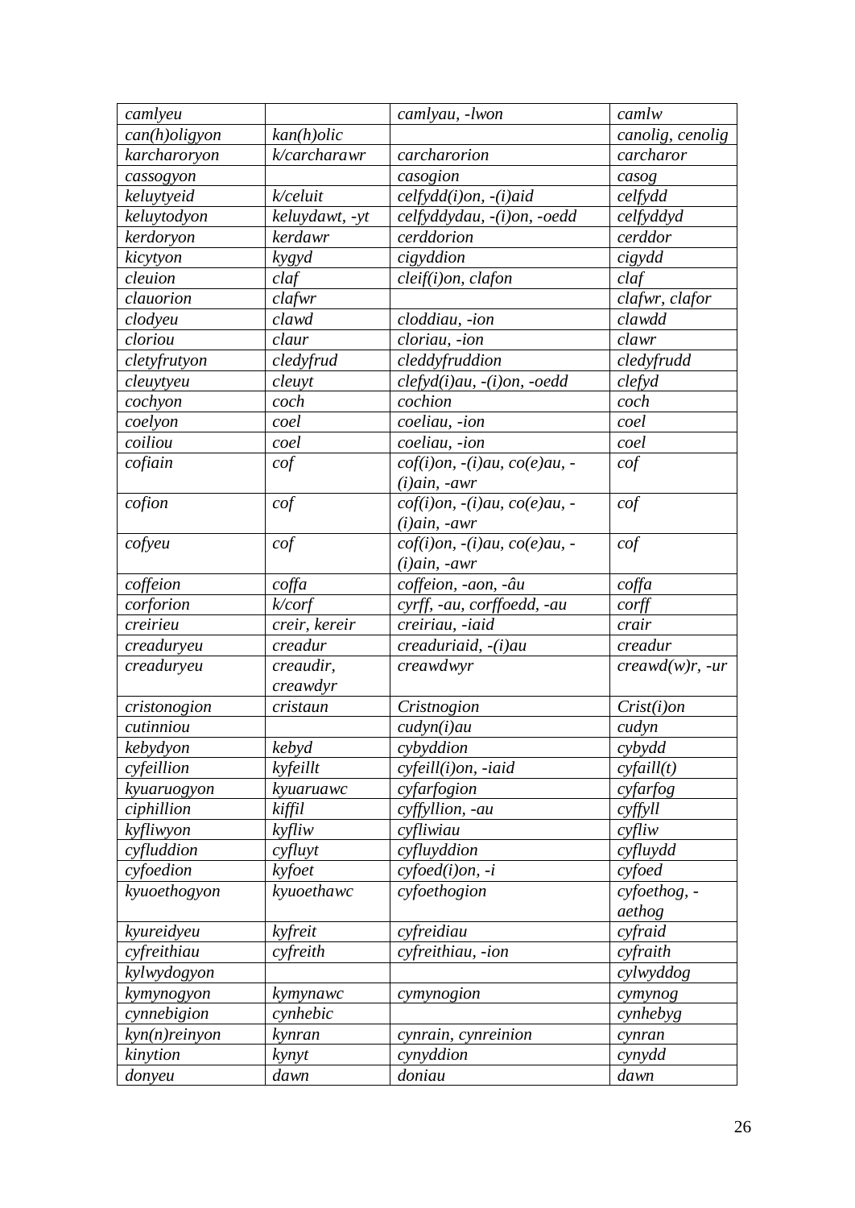| *camlyeu* | | *camlyau, -lwon* | *camlw* |
|---|---|---|---|
| *can(h)oligyon* | *kan(h)olic* | | *canolig, cenolig* |
| *karcharoryon* | *k/carcharawr* | *carcharorion* | *carcharor* |
| *cassogyon* | | *casogion* | *casog* |
| *keluytyeid* | *k/celuit* | *celfydd(i)on, -(i)aid* | *celfydd* |
| *keluytodyon* | *keluydawt, -yt* | *celfyddydau, -(i)on, -oedd* | *celfyddyd* |
| *kerdoryon* | *kerdawr* | *cerddorion* | *cerddor* |
| *kicytyon* | *kygyd* | *cigyddion* | *cigydd* |
| *cleuion* | *claf* | *cleif(i)on, clafon* | *claf* |
| *clauorion* | *clafwr* | | *clafwr, clafor* |
| *clodyeu* | *clawd* | *cloddiau, -ion* | *clawdd* |
| *cloriou* | *claur* | *cloriau, -ion* | *clawr* |
| *cletyfrutyon* | *cledyfrud* | *cleddyfruddion* | *cledyfrudd* |
| *cleuytyeu* | *cleuyt* | *clefyd(i)au, -(i)on, -oedd* | *clefyd* |
| *cochyon* | *coch* | *cochion* | *coch* |
| *coelyon* | *coel* | *coeliau, -ion* | *coel* |
| *coiliou* | *coel* | *coeliau, -ion* | *coel* |
| *cofiain* | *cof* | *cof(i)on, -(i)au, co(e)au, -(i)ain, -awr* | *cof* |
| *cofion* | *cof* | *cof(i)on, -(i)au, co(e)au, -(i)ain, -awr* | *cof* |
| *cofyeu* | *cof* | *cof(i)on, -(i)au, co(e)au, -(i)ain, -awr* | *cof* |
| *coffeion* | *coffa* | *coffeion, -aon, -âu* | *coffa* |
| *corforion* | *k/corf* | *cyrff, -au, corffoedd, -au* | *corff* |
| *creirieu* | *creir, kereir* | *creiriau, -iaid* | *crair* |
| *creaduryeu* | *creadur* | *creaduriaid, -(i)au* | *creadur* |
| *creaduryeu* | *creaudir, creawdyr* | *creawdwyr* | *creawd(w)r, -ur* |
| *cristonogion* | *cristaun* | *Cristnogion* | *Crist(i)on* |
| *cutinniou* | | *cudyn(i)au* | *cudyn* |
| *kebydyon* | *kebyd* | *cybyddion* | *cybydd* |
| *cyfeillion* | *kyfeillt* | *cyfeill(i)on, -iaid* | *cyfaill(t)* |
| *kyuaruogyon* | *kyuaruawc* | *cyfarfogion* | *cyfarfog* |
| *ciphillion* | *kiffil* | *cyffyllion, -au* | *cyffyll* |
| *kyfliwyon* | *kyfliw* | *cyfliwiau* | *cyfliw* |
| *cyfluddion* | *cyfluyt* | *cyfluyddion* | *cyfluydd* |
| *cyfoedion* | *kyfoet* | *cyfoed(i)on, -i* | *cyfoed* |
| *kyuoethogyon* | *kyuoethawc* | *cyfoethogion* | *cyfoethog, -aethog* |
| *kyureidyeu* | *kyfreit* | *cyfreidiau* | *cyfraid* |
| *cyfreithiau* | *cyfreith* | *cyfreithiau, -ion* | *cyfraith* |
| *kylwydogyon* | | | *cylwyddog* |
| *kymynogyon* | *kymynawc* | *cymynogion* | *cymynog* |
| *cynnebigion* | *cynhebic* | | *cynhebyg* |
| *kyn(n)reinyon* | *kynran* | *cynrain, cynreinion* | *cynran* |
| *kinytion* | *kynyt* | *cynyddion* | *cynydd* |
| *donyeu* | *dawn* | *doniau* | *dawn* |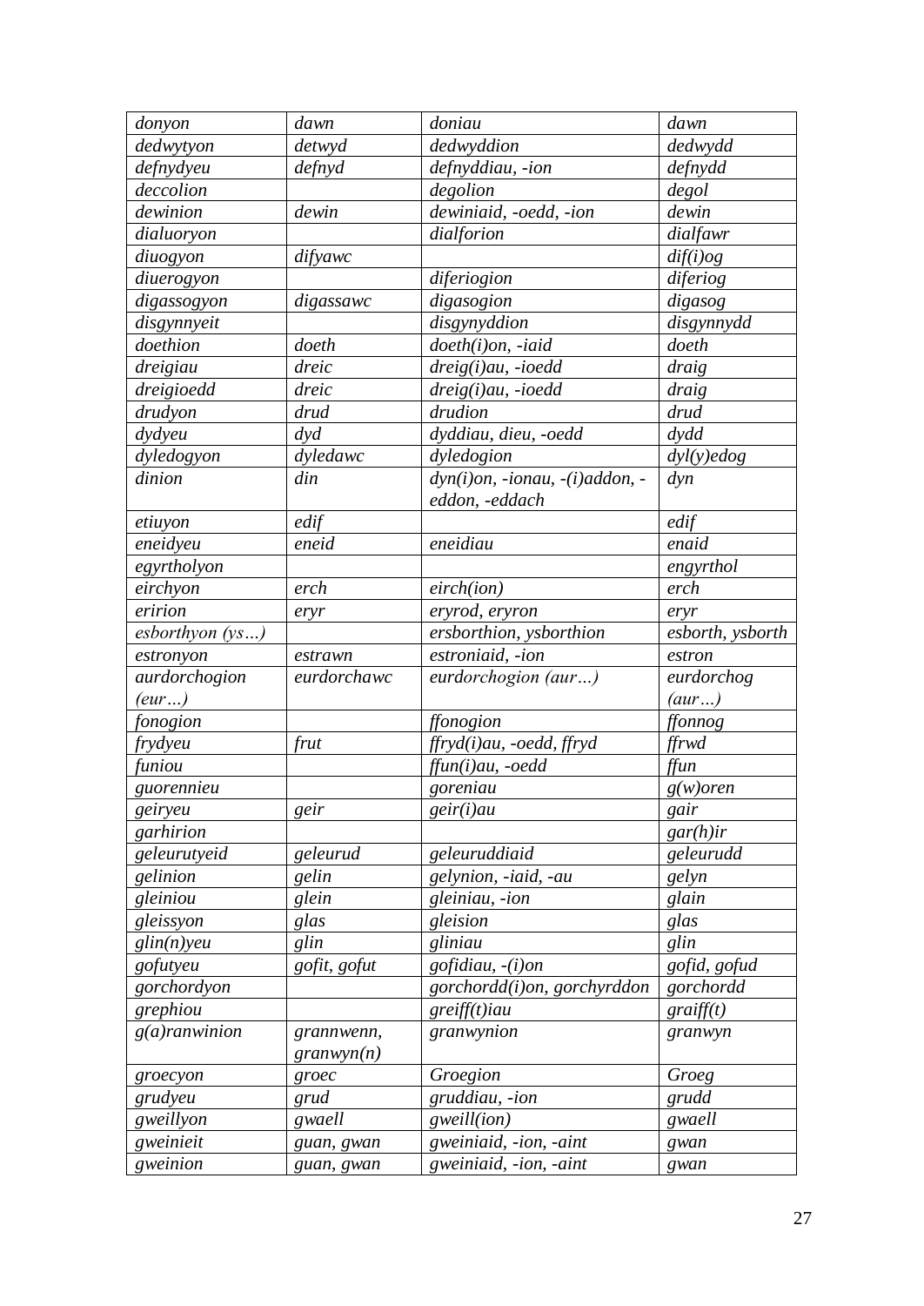| donyon | dawn | doniau | dawn |
|---|---|---|---|
| dedwytyon | detwyd | dedwyddion | dedwydd |
| defnydyeu | defnyd | defnyddiau, -ion | defnydd |
| deccolion | | degolion | degol |
| dewinion | dewin | dewiniaid, -oedd, -ion | dewin |
| dialuoryon | | dialforion | dialfawr |
| diuogyon | difyawc | | dif(i)og |
| diuerogyon | | diferiogion | diferiog |
| digassogyon | digassawc | digasogion | digasog |
| disgynnyeit | | disgynyddion | disgynnydd |
| doethion | doeth | doeth(i)on, -iaid | doeth |
| dreigiau | dreic | dreig(i)au, -ioedd | draig |
| dreigioedd | dreic | dreig(i)au, -ioedd | draig |
| drudyon | drud | drudion | drud |
| dydyeu | dyd | dyddiau, dieu, -oedd | dydd |
| dyledogyon | dyledawc | dyledogion | dyl(y)edog |
| dinion | din | dyn(i)on, -ionau, -(i)addon, -eddon, -eddach | dyn |
| etiuyon | edif | | edif |
| eneidyeu | eneid | eneidiau | enaid |
| egyrtholyon | | | engyrthol |
| eirchyon | erch | eirch(ion) | erch |
| eririon | eryr | eryrod, eryron | eryr |
| esborthyon (ys…) | | ersborthion, ysborthion | esborth, ysborth |
| estronyon | estrawn | estroniaid, -ion | estron |
| aurdorchogion (eur…) | eurdorchawc | eurdorchogion (aur…) | eurdorchog (aur…) |
| fonogion | | ffonogion | ffonnog |
| frydyeu | frut | ffryd(i)au, -oedd, ffryd | ffrwd |
| funiou | | ffun(i)au, -oedd | ffun |
| guorennieu | | goreniau | g(w)oren |
| geiryeu | geir | geir(i)au | gair |
| garhirion | | | gar(h)ir |
| geleurutyeid | geleurud | geleuruddiaid | geleurudd |
| gelinion | gelin | gelynion, -iaid, -au | gelyn |
| gleiniou | glein | gleiniau, -ion | glain |
| gleissyon | glas | gleision | glas |
| glin(n)yeu | glin | gliniau | glin |
| gofutyeu | gofit, gofut | gofidiau, -(i)on | gofid, gofud |
| gorchordyon | | gorchordd(i)on, gorchyrddon | gorchordd |
| grephiou | | greiff(t)iau | graiff(t) |
| g(a)ranwinion | grannwenn, granwyn(n) | granwynion | granwyn |
| groecyon | groec | Groegion | Groeg |
| grudyeu | grud | gruddiau, -ion | grudd |
| gweillyon | gwaell | gweill(ion) | gwaell |
| gweinieit | guan, gwan | gweiniaid, -ion, -aint | gwan |
| gweinion | guan, gwan | gweiniaid, -ion, -aint | gwan |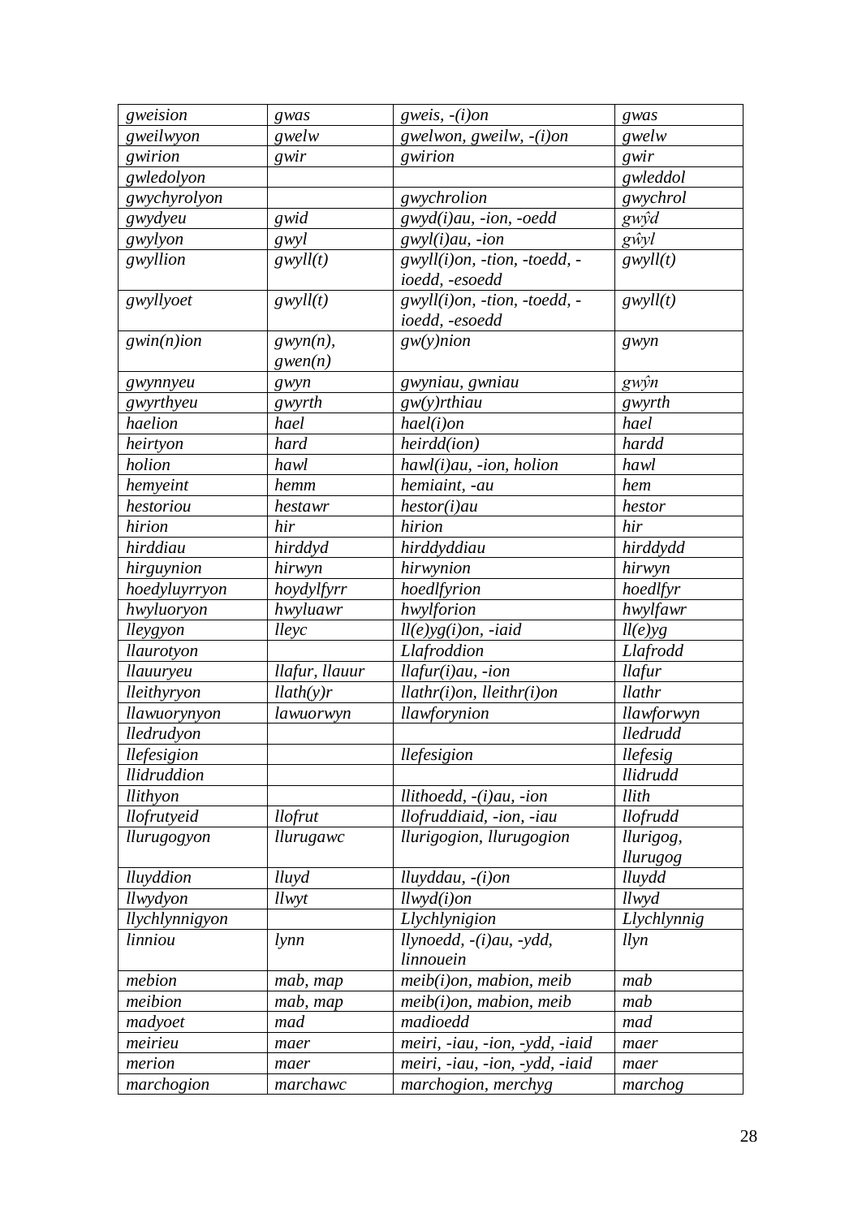| | | | |
|---|---|---|---|
| *gweision* | *gwas* | *gweis, -(i)on* | *gwas* |
| *gweilwyon* | *gwelw* | *gwelwon, gweilw, -(i)on* | *gwelw* |
| *gwirion* | *gwir* | *gwirion* | *gwir* |
| *gwledolyon* | | | *gwleddol* |
| *gwychyrolyon* | | *gwychrolion* | *gwychrol* |
| *gwydyeu* | *gwid* | *gwyd(i)au, -ion, -oedd* | *gwŷd* |
| *gwylyon* | *gwyl* | *gwyl(i)au, -ion* | *gŵyl* |
| *gwyllion* | *gwyll(t)* | *gwyll(i)on, -tion, -toedd, -ioedd, -esoedd* | *gwyll(t)* |
| *gwyllyoet* | *gwyll(t)* | *gwyll(i)on, -tion, -toedd, -ioedd, -esoedd* | *gwyll(t)* |
| *gwin(n)ion* | *gwyn(n), gwen(n)* | *gw(y)nion* | *gwyn* |
| *gwynnyeu* | *gwyn* | *gwyniau, gwniau* | *gwŷn* |
| *gwyrthyeu* | *gwyrth* | *gw(y)rthiau* | *gwyrth* |
| *haelion* | *hael* | *hael(i)on* | *hael* |
| *heirtyon* | *hard* | *heirdd(ion)* | *hardd* |
| *holion* | *hawl* | *hawl(i)au, -ion, holion* | *hawl* |
| *hemyeint* | *hemm* | *hemiaint, -au* | *hem* |
| *hestoriou* | *hestawr* | *hestor(i)au* | *hestor* |
| *hirion* | *hir* | *hirion* | *hir* |
| *hirddiau* | *hirddyd* | *hirddyddiau* | *hirddydd* |
| *hirguynion* | *hirwyn* | *hirwynion* | *hirwyn* |
| *hoedyluyrryon* | *hoydylfyrr* | *hoedlfyrion* | *hoedlfyr* |
| *hwyluoryon* | *hwyluawr* | *hwylforion* | *hwylfawr* |
| *lleygyon* | *lleyc* | *ll(e)yg(i)on, -iaid* | *ll(e)yg* |
| *llaurotyon* | | *Llafroddion* | *Llafrodd* |
| *llauuryeu* | *llafur, llauur* | *llafur(i)au, -ion* | *llafur* |
| *lleithyryon* | *llath(y)r* | *llathr(i)on, lleithr(i)on* | *llathr* |
| *llawuorynyon* | *lawuorwyn* | *llawforynion* | *llawforwyn* |
| *lledrudyon* | | | *lledrudd* |
| *llefesigion* | | *llefesigion* | *llefesig* |
| *llidruddion* | | | *llidrudd* |
| *llithyon* | | *llithoedd, -(i)au, -ion* | *llith* |
| *llofrutyeid* | *llofrut* | *llofruddiaid, -ion, -iau* | *llofrudd* |
| *llurugogyon* | *llurugawc* | *llurigogion, llurugogion* | *llurigog, llurugog* |
| *lluyddion* | *lluyd* | *lluyddau, -(i)on* | *lluydd* |
| *llwydyon* | *llwyt* | *llwyd(i)on* | *llwyd* |
| *llychlynnigyon* | | *Llychlynigion* | *Llychlynnig* |
| *linniou* | *lynn* | *llynoedd, -(i)au, -ydd, linnouein* | *llyn* |
| *mebion* | *mab, map* | *meib(i)on, mabion, meib* | *mab* |
| *meibion* | *mab, map* | *meib(i)on, mabion, meib* | *mab* |
| *madyoet* | *mad* | *madioedd* | *mad* |
| *meirieu* | *maer* | *meiri, -iau, -ion, -ydd, -iaid* | *maer* |
| *merion* | *maer* | *meiri, -iau, -ion, -ydd, -iaid* | *maer* |
| *marchogion* | *marchawc* | *marchogion, merchyg* | *marchog* |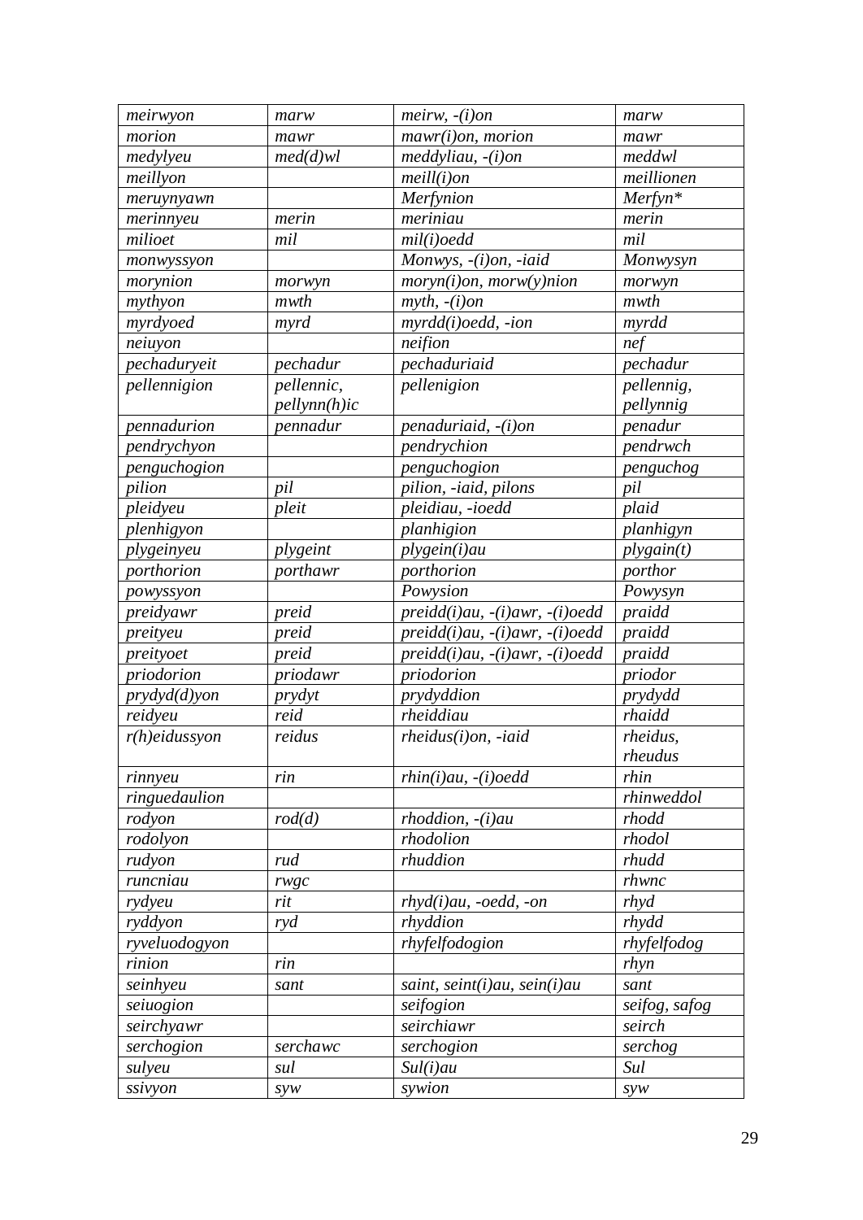| | | | |
|---|---|---|---|
| *meirwyon* | *marw* | *meirw, -(i)on* | *marw* |
| *morion* | *mawr* | *mawr(i)on, morion* | *mawr* |
| *medylyeu* | *med(d)wl* | *meddyliau, -(i)on* | *meddwl* |
| *meillyon* | | *meill(i)on* | *meillionen* |
| *meruynyawn* | | *Merfynion* | *Merfyn\** |
| *merinnyeu* | *merin* | *meriniau* | *merin* |
| *milioet* | *mil* | *mil(i)oedd* | *mil* |
| *monwyssyon* | | *Monwys, -(i)on, -iaid* | *Monwysyn* |
| *morynion* | *morwyn* | *moryn(i)on, morw(y)nion* | *morwyn* |
| *mythyon* | *mwth* | *myth, -(i)on* | *mwth* |
| *myrdyoed* | *myrd* | *myrdd(i)oedd, -ion* | *myrdd* |
| *neiuyon* | | *neifion* | *nef* |
| *pechaduryeit* | *pechadur* | *pechaduriaid* | *pechadur* |
| *pellennigion* | *pellennic, pellynn(h)ic* | *pellenigion* | *pellennig, pellynnig* |
| *pennadurion* | *pennadur* | *penaduriaid, -(i)on* | *penadur* |
| *pendrychyon* | | *pendrychion* | *pendrwch* |
| *penguchogion* | | *penguchogion* | *penguchog* |
| *pilion* | *pil* | *pilion, -iaid, pilons* | *pil* |
| *pleidyeu* | *pleit* | *pleidiau, -ioedd* | *plaid* |
| *plenhigyon* | | *planhigion* | *planhigyn* |
| *plygeinyeu* | *plygeint* | *plygein(i)au* | *plygain(t)* |
| *porthorion* | *porthawr* | *porthorion* | *porthor* |
| *powyssyon* | | *Powysion* | *Powysyn* |
| *preidyawr* | *preid* | *preidd(i)au, -(i)awr, -(i)oedd* | *praidd* |
| *preityeu* | *preid* | *preidd(i)au, -(i)awr, -(i)oedd* | *praidd* |
| *preityoet* | *preid* | *preidd(i)au, -(i)awr, -(i)oedd* | *praidd* |
| *priodorion* | *priodawr* | *priodorion* | *priodor* |
| *prydyd(d)yon* | *prydyt* | *prydyddion* | *prydydd* |
| *reidyeu* | *reid* | *rheiddiau* | *rhaidd* |
| *r(h)eidussyon* | *reidus* | *rheidus(i)on, -iaid* | *rheidus, rheudus* |
| *rinnyeu* | *rin* | *rhin(i)au, -(i)oedd* | *rhin* |
| *ringuedaulion* | | | *rhinweddol* |
| *rodyon* | *rod(d)* | *rhoddion, -(i)au* | *rhodd* |
| *rodolyon* | | *rhodolion* | *rhodol* |
| *rudyon* | *rud* | *rhuddion* | *rhudd* |
| *runcniau* | *rwgc* | | *rhwnc* |
| *rydyeu* | *rit* | *rhyd(i)au, -oedd, -on* | *rhyd* |
| *ryddyon* | *ryd* | *rhyddion* | *rhydd* |
| *ryveluodogyon* | | *rhyfelfodogion* | *rhyfelfodog* |
| *rinion* | *rin* | | *rhyn* |
| *seinhyeu* | *sant* | *saint, seint(i)au, sein(i)au* | *sant* |
| *seiuogion* | | *seifogion* | *seifog, safog* |
| *seirchyawr* | | *seirchiawr* | *seirch* |
| *serchogion* | *serchawc* | *serchogion* | *serchog* |
| *sulyeu* | *sul* | *Sul(i)au* | *Sul* |
| *ssivyon* | *syw* | *sywion* | *syw* |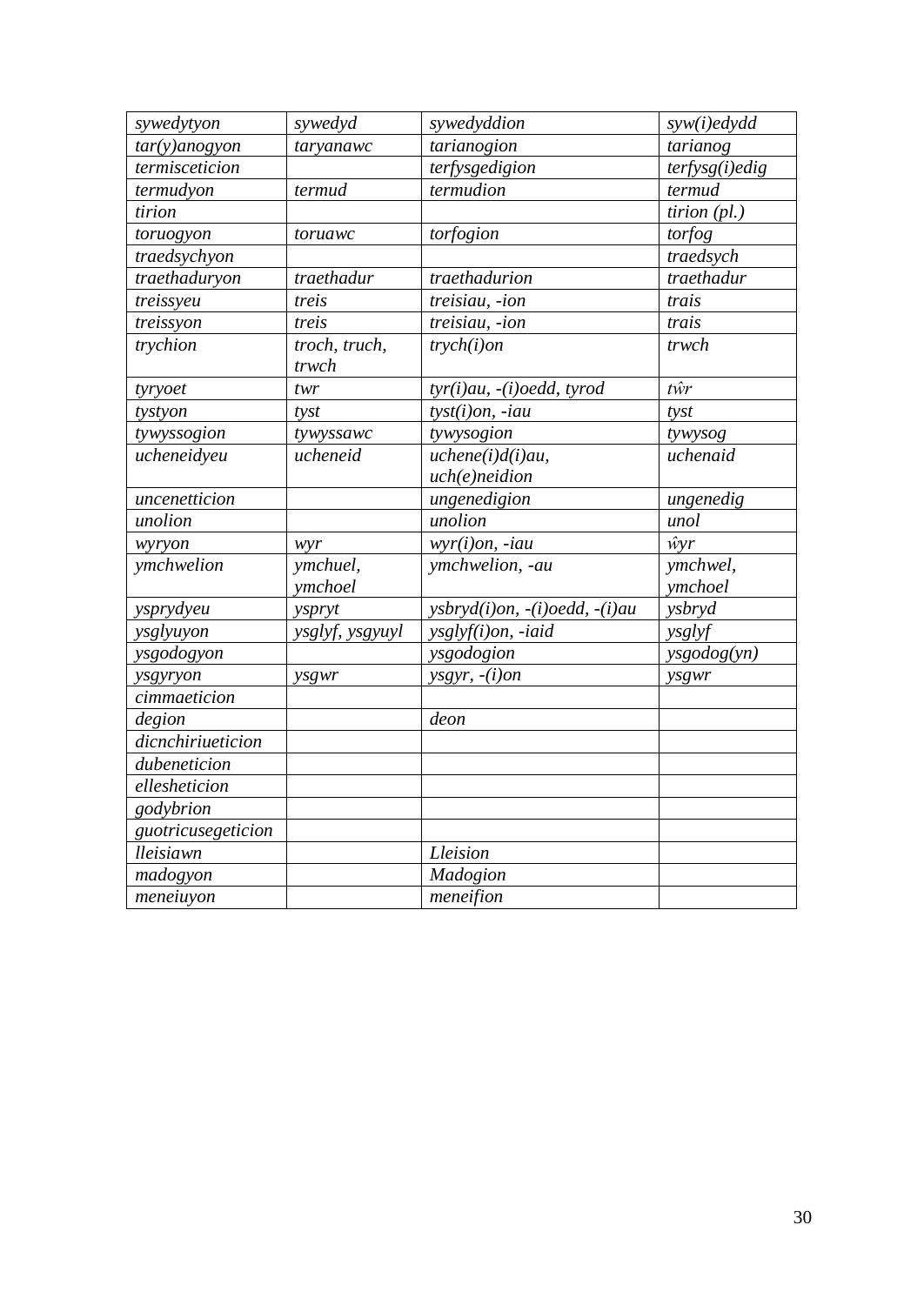| *sywedytyon* | *sywedyd* | *sywedyddion* | *syw(i)edydd* |
|---|---|---|---|
| *tar(y)anogyon* | *taryanawc* | *tarianogion* | *tarianog* |
| *termisceticion* | | *terfysgedigion* | *terfysg(i)edig* |
| *termudyon* | *termud* | *termudion* | *termud* |
| *tirion* | | | *tirion (pl.)* |
| *toruogyon* | *toruawc* | *torfogion* | *torfog* |
| *traedsychyon* | | | *traedsych* |
| *traethaduryon* | *traethadur* | *traethadurion* | *traethadur* |
| *treissyeu* | *treis* | *treisiau, -ion* | *trais* |
| *treissyon* | *treis* | *treisiau, -ion* | *trais* |
| *trychion* | *troch, truch, trwch* | *trych(i)on* | *trwch* |
| *tyryoet* | *twr* | *tyr(i)au, -(i)oedd, tyrod* | *tŵr* |
| *tystyon* | *tyst* | *tyst(i)on, -iau* | *tyst* |
| *tywyssogion* | *tywyssawc* | *tywysogion* | *tywysog* |
| *ucheneidyeu* | *ucheneid* | *uchene(i)d(i)au, uch(e)neidion* | *uchenaid* |
| *uncenetticion* | | *ungenedigion* | *ungenedig* |
| *unolion* | | *unolion* | *unol* |
| *wyryon* | *wyr* | *wyr(i)on, -iau* | *ŵyr* |
| *ymchwelion* | *ymchuel, ymchoel* | *ymchwelion, -au* | *ymchwel, ymchoel* |
| *ysprydyeu* | *yspryt* | *ysbryd(i)on, -(i)oedd, -(i)au* | *ysbryd* |
| *ysglyuyon* | *ysglyf, ysgyuyl* | *ysglyf(i)on, -iaid* | *ysglyf* |
| *ysgodogyon* | | *ysgodogion* | *ysgodog(yn)* |
| *ysgyryon* | *ysgwr* | *ysgyr, -(i)on* | *ysgwr* |
| *cimmaeticion* | | | |
| *degion* | | *deon* | |
| *dicnchiriueticion* | | | |
| *dubeneticion* | | | |
| *ellesheticion* | | | |
| *godybrion* | | | |
| *guotricusegeticion* | | | |
| *lleisiawn* | | *Lleision* | |
| *madogyon* | | *Madogion* | |
| *meneiuyon* | | *meneifion* | |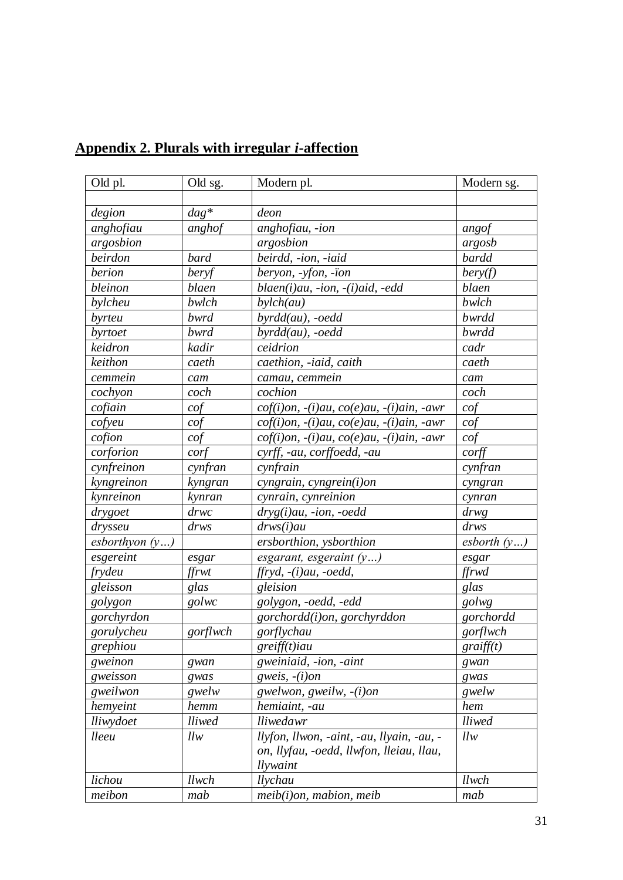## Appendix 2. Plurals with irregular *i*-affection

| Old pl. | Old sg. | Modern pl. | Modern sg. |
|---|---|---|---|
| | | | |
| *degion* | *dag\** | *deon* | |
| *anghofiau* | *anghof* | *anghofiau, -ion* | *angof* |
| *argosbion* | | *argosbion* | *argosb* |
| *beirdon* | *bard* | *beirdd, -ion, -iaid* | *bardd* |
| *berion* | *beryf* | *beryon, -yfon, -ïon* | *bery(f)* |
| *bleinon* | *blaen* | *blaen(i)au, -ion, -(i)aid, -edd* | *blaen* |
| *bylcheu* | *bwlch* | *bylch(au)* | *bwlch* |
| *byrteu* | *bwrd* | *byrdd(au), -oedd* | *bwrdd* |
| *byrtoet* | *bwrd* | *byrdd(au), -oedd* | *bwrdd* |
| *keidron* | *kadir* | *ceidrion* | *cadr* |
| *keithon* | *caeth* | *caethion, -iaid, caith* | *caeth* |
| *cemmein* | *cam* | *camau, cemmein* | *cam* |
| *cochyon* | *coch* | *cochion* | *coch* |
| *cofiain* | *cof* | *cof(i)on, -(i)au, co(e)au, -(i)ain, -awr* | *cof* |
| *cofyeu* | *cof* | *cof(i)on, -(i)au, co(e)au, -(i)ain, -awr* | *cof* |
| *cofion* | *cof* | *cof(i)on, -(i)au, co(e)au, -(i)ain, -awr* | *cof* |
| *corforion* | *corf* | *cyrff, -au, corffoedd, -au* | *corff* |
| *cynfreinon* | *cynfran* | *cynfrain* | *cynfran* |
| *kyngreinon* | *kyngran* | *cyngrain, cyngrein(i)on* | *cyngran* |
| *kynreinon* | *kynran* | *cynrain, cynreinion* | *cynran* |
| *drygoet* | *drwc* | *dryg(i)au, -ion, -oedd* | *drwg* |
| *drysseu* | *drws* | *drws(i)au* | *drws* |
| *esborthyon (y…)* | | *ersborthion, ysborthion* | *esborth (y…)* |
| *esgereint* | *esgar* | *esgarant, esgeraint (y…)* | *esgar* |
| *frydeu* | *ffrwt* | *ffryd, -(i)au, -oedd,* | *ffrwd* |
| *gleisson* | *glas* | *gleision* | *glas* |
| *golygon* | *golwc* | *golygon, -oedd, -edd* | *golwg* |
| *gorchyrdon* | | *gorchordd(i)on, gorchyrddon* | *gorchordd* |
| *gorulycheu* | *gorflwch* | *gorflychau* | *gorflwch* |
| *grephiou* | | *greiff(t)iau* | *graiff(t)* |
| *gweinon* | *gwan* | *gweiniaid, -ion, -aint* | *gwan* |
| *gweisson* | *gwas* | *gweis, -(i)on* | *gwas* |
| *gweilwon* | *gwelw* | *gwelwon, gweilw, -(i)on* | *gwelw* |
| *hemyeint* | *hemm* | *hemiaint, -au* | *hem* |
| *lliwydoet* | *lliwed* | *lliwedawr* | *lliwed* |
| *lleeu* | *llw* | *llyfon, llwon, -aint, -au, llyain, -au, -on, llyfau, -oedd, llwfon, lleiau, llau, llywaint* | *llw* |
| *lichou* | *llwch* | *llychau* | *llwch* |
| *meibon* | *mab* | *meib(i)on, mabion, meib* | *mab* |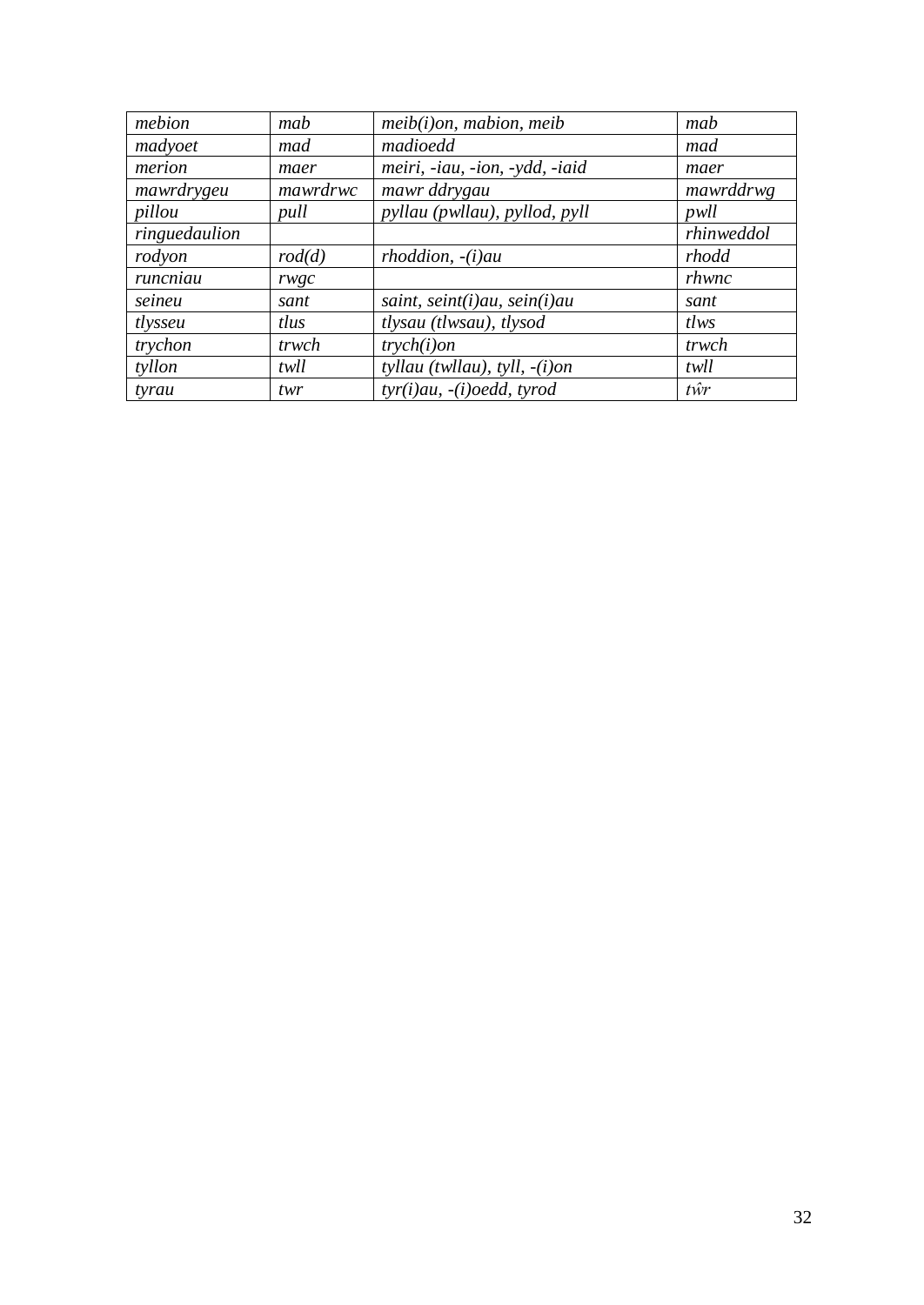| | | | |
|---|---|---|---|
| *mebion* | *mab* | *meib(i)on, mabion, meib* | *mab* |
| *madyoet* | *mad* | *madioedd* | *mad* |
| *merion* | *maer* | *meiri, -iau, -ion, -ydd, -iaid* | *maer* |
| *mawrdrygeu* | *mawrdrwc* | *mawr ddrygau* | *mawrddrwg* |
| *pillou* | *pull* | *pyllau (pwllau), pyllod, pyll* | *pwll* |
| *ringuedaulion* | | | *rhinweddol* |
| *rodyon* | *rod(d)* | *rhoddion, -(i)au* | *rhodd* |
| *runcniau* | *rwgc* | | *rhwnc* |
| *seineu* | *sant* | *saint, seint(i)au, sein(i)au* | *sant* |
| *tlysseu* | *tlus* | *tlysau (tlwsau), tlysod* | *tlws* |
| *trychon* | *trwch* | *trych(i)on* | *trwch* |
| *tyllon* | *twll* | *tyllau (twllau), tyll, -(i)on* | *twll* |
| *tyrau* | *twr* | *tyr(i)au, -(i)oedd, tyrod* | *tŵr* |